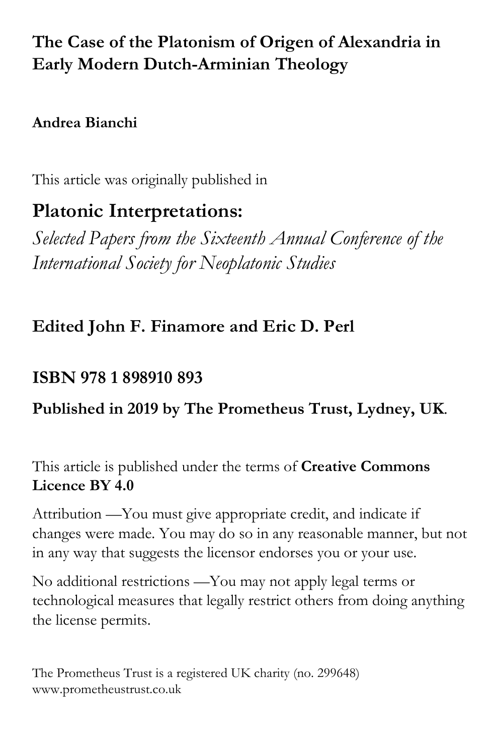# The Case of the Platonism of Origen of Alexandria in Early Modern Dutch-Arminian Theology

**Andrea Bianchi**

This article was originally published in

## Platonic Interpretations:

*Selected Papers from the Sixteenth Annual Conference of the International Society for Neoplatonic Studies*

**Edited John F. Finamore and Eric D. Perl**

**ISBN 978 1 898910 893**

**Published in 2019 by The Prometheus Trust, Lydney, UK.**

This article is published under the terms of **Creative Commons Licence BY 4.0**

Attribution —You must give appropriate credit, and indicate if changes were made. You may do so in any reasonable manner, but not in any way that suggests the licensor endorses you or your use.

No additional restrictions —You may not apply legal terms or technological measures that legally restrict others from doing anything the license permits.

The Prometheus Trust is a registered UK charity (no. 299648)
www.prometheustrust.co.uk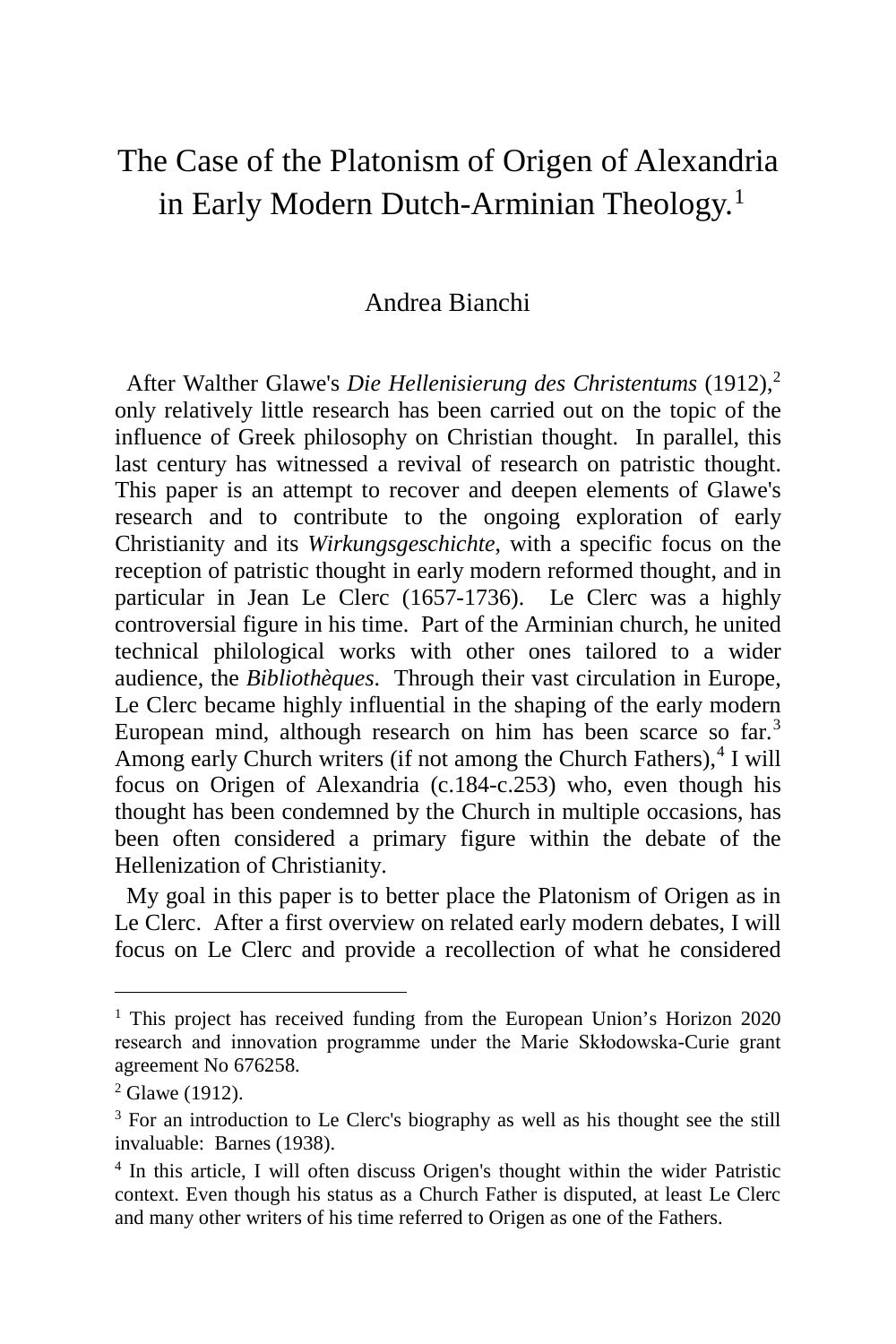# The Case of the Platonism of Origen of Alexandria in Early Modern Dutch-Arminian Theology.[1]

Andrea Bianchi

After Walther Glawe's *Die Hellenisierung des Christentums* (1912),[2] only relatively little research has been carried out on the topic of the influence of Greek philosophy on Christian thought. In parallel, this last century has witnessed a revival of research on patristic thought. This paper is an attempt to recover and deepen elements of Glawe's research and to contribute to the ongoing exploration of early Christianity and its *Wirkungsgeschichte*, with a specific focus on the reception of patristic thought in early modern reformed thought, and in particular in Jean Le Clerc (1657-1736). Le Clerc was a highly controversial figure in his time. Part of the Arminian church, he united technical philological works with other ones tailored to a wider audience, the *Bibliothèques*. Through their vast circulation in Europe, Le Clerc became highly influential in the shaping of the early modern European mind, although research on him has been scarce so far.[3] Among early Church writers (if not among the Church Fathers),[4] I will focus on Origen of Alexandria (c.184-c.253) who, even though his thought has been condemned by the Church in multiple occasions, has been often considered a primary figure within the debate of the Hellenization of Christianity.

My goal in this paper is to better place the Platonism of Origen as in Le Clerc. After a first overview on related early modern debates, I will focus on Le Clerc and provide a recollection of what he considered

---

[1] This project has received funding from the European Union's Horizon 2020 research and innovation programme under the Marie Skłodowska-Curie grant agreement No 676258.

[2] Glawe (1912).

[3] For an introduction to Le Clerc's biography as well as his thought see the still invaluable: Barnes (1938).

[4] In this article, I will often discuss Origen's thought within the wider Patristic context. Even though his status as a Church Father is disputed, at least Le Clerc and many other writers of his time referred to Origen as one of the Fathers.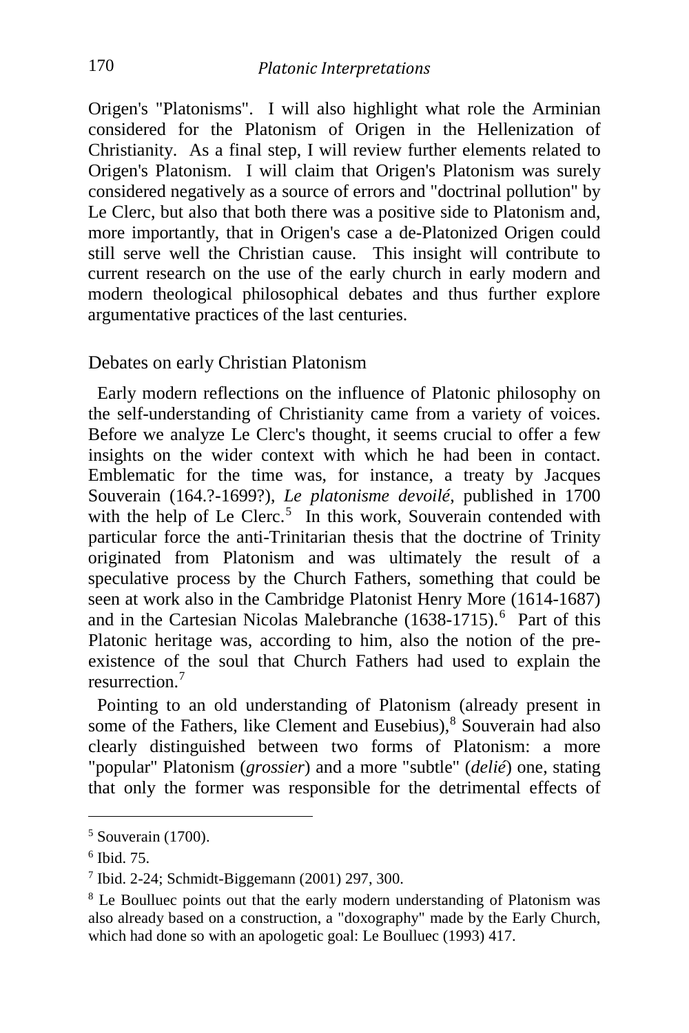Origen's "Platonisms". I will also highlight what role the Arminian considered for the Platonism of Origen in the Hellenization of Christianity. As a final step, I will review further elements related to Origen's Platonism. I will claim that Origen's Platonism was surely considered negatively as a source of errors and "doctrinal pollution" by Le Clerc, but also that both there was a positive side to Platonism and, more importantly, that in Origen's case a de-Platonized Origen could still serve well the Christian cause. This insight will contribute to current research on the use of the early church in early modern and modern theological philosophical debates and thus further explore argumentative practices of the last centuries.

## Debates on early Christian Platonism

Early modern reflections on the influence of Platonic philosophy on the self-understanding of Christianity came from a variety of voices. Before we analyze Le Clerc's thought, it seems crucial to offer a few insights on the wider context with which he had been in contact. Emblematic for the time was, for instance, a treaty by Jacques Souverain (164.?-1699?), *Le platonisme devoilé*, published in 1700 with the help of Le Clerc.[5] In this work, Souverain contended with particular force the anti-Trinitarian thesis that the doctrine of Trinity originated from Platonism and was ultimately the result of a speculative process by the Church Fathers, something that could be seen at work also in the Cambridge Platonist Henry More (1614-1687) and in the Cartesian Nicolas Malebranche (1638-1715).[6] Part of this Platonic heritage was, according to him, also the notion of the pre-existence of the soul that Church Fathers had used to explain the resurrection.[7]

Pointing to an old understanding of Platonism (already present in some of the Fathers, like Clement and Eusebius),[8] Souverain had also clearly distinguished between two forms of Platonism: a more "popular" Platonism (*grossier*) and a more "subtle" (*delié*) one, stating that only the former was responsible for the detrimental effects of

[5] Souverain (1700).

[6] Ibid. 75.

[7] Ibid. 2-24; Schmidt-Biggemann (2001) 297, 300.

[8] Le Boulluec points out that the early modern understanding of Platonism was also already based on a construction, a "doxography" made by the Early Church, which had done so with an apologetic goal: Le Boulluec (1993) 417.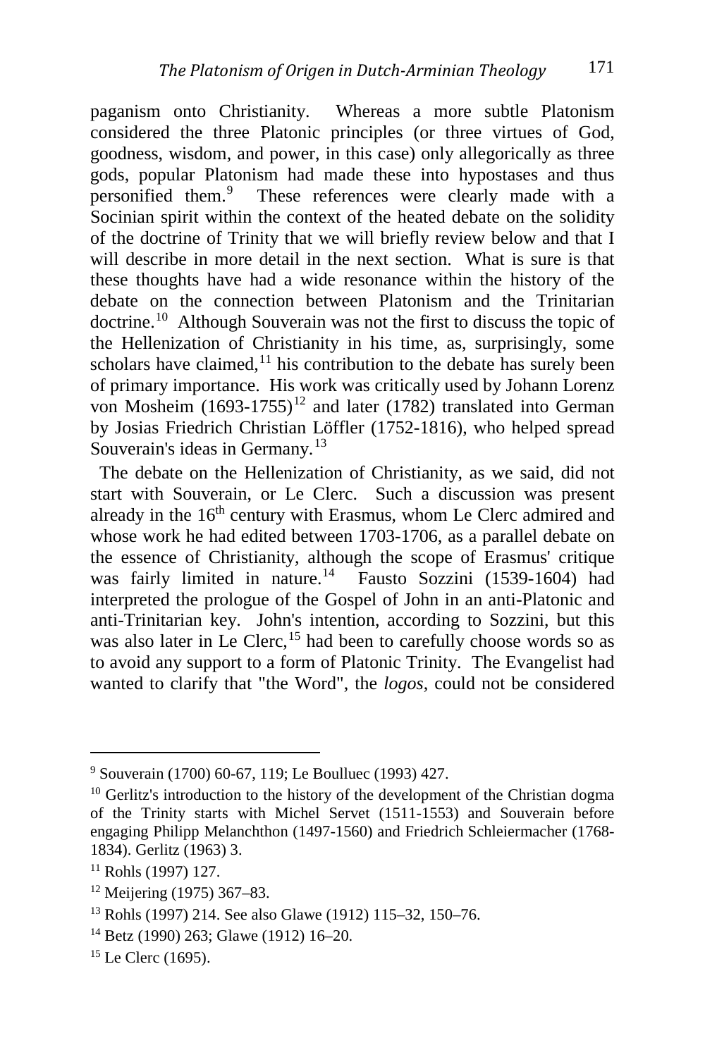paganism onto Christianity. Whereas a more subtle Platonism considered the three Platonic principles (or three virtues of God, goodness, wisdom, and power, in this case) only allegorically as three gods, popular Platonism had made these into hypostases and thus personified them.[9] These references were clearly made with a Socinian spirit within the context of the heated debate on the solidity of the doctrine of Trinity that we will briefly review below and that I will describe in more detail in the next section. What is sure is that these thoughts have had a wide resonance within the history of the debate on the connection between Platonism and the Trinitarian doctrine.[10] Although Souverain was not the first to discuss the topic of the Hellenization of Christianity in his time, as, surprisingly, some scholars have claimed,[11] his contribution to the debate has surely been of primary importance. His work was critically used by Johann Lorenz von Mosheim (1693-1755)[12] and later (1782) translated into German by Josias Friedrich Christian Löffler (1752-1816), who helped spread Souverain's ideas in Germany.[13]

The debate on the Hellenization of Christianity, as we said, did not start with Souverain, or Le Clerc. Such a discussion was present already in the 16th century with Erasmus, whom Le Clerc admired and whose work he had edited between 1703-1706, as a parallel debate on the essence of Christianity, although the scope of Erasmus' critique was fairly limited in nature.[14] Fausto Sozzini (1539-1604) had interpreted the prologue of the Gospel of John in an anti-Platonic and anti-Trinitarian key. John's intention, according to Sozzini, but this was also later in Le Clerc,[15] had been to carefully choose words so as to avoid any support to a form of Platonic Trinity. The Evangelist had wanted to clarify that "the Word", the *logos*, could not be considered

---

[9] Souverain (1700) 60-67, 119; Le Boulluec (1993) 427.

[10] Gerlitz's introduction to the history of the development of the Christian dogma of the Trinity starts with Michel Servet (1511-1553) and Souverain before engaging Philipp Melanchthon (1497-1560) and Friedrich Schleiermacher (1768-1834). Gerlitz (1963) 3.

[11] Rohls (1997) 127.

[12] Meijering (1975) 367–83.

[13] Rohls (1997) 214. See also Glawe (1912) 115–32, 150–76.

[14] Betz (1990) 263; Glawe (1912) 16–20.

[15] Le Clerc (1695).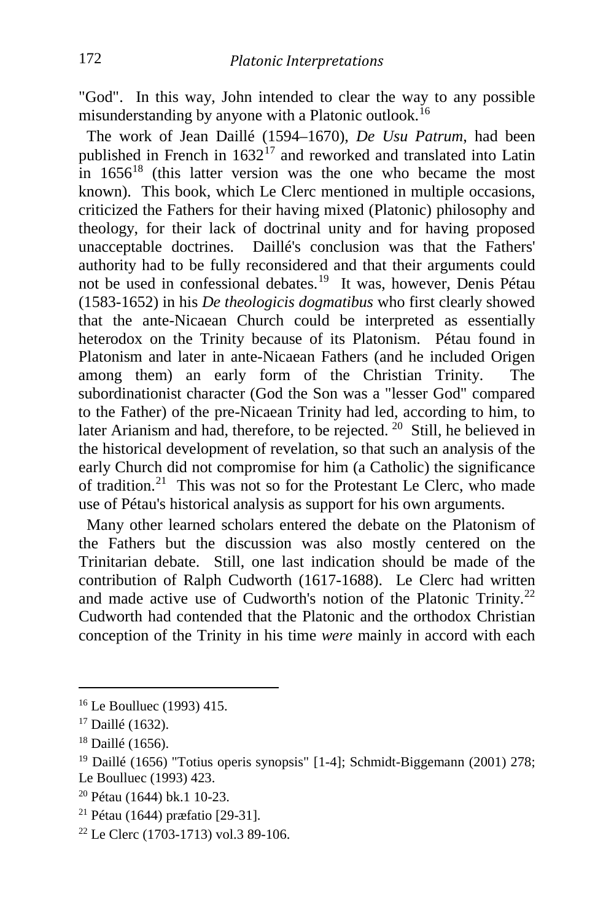"God". In this way, John intended to clear the way to any possible misunderstanding by anyone with a Platonic outlook.[16]

The work of Jean Daillé (1594–1670), *De Usu Patrum*, had been published in French in 1632[17] and reworked and translated into Latin in 1656[18] (this latter version was the one who became the most known). This book, which Le Clerc mentioned in multiple occasions, criticized the Fathers for their having mixed (Platonic) philosophy and theology, for their lack of doctrinal unity and for having proposed unacceptable doctrines. Daillé's conclusion was that the Fathers' authority had to be fully reconsidered and that their arguments could not be used in confessional debates.[19] It was, however, Denis Pétau (1583-1652) in his *De theologicis dogmatibus* who first clearly showed that the ante-Nicaean Church could be interpreted as essentially heterodox on the Trinity because of its Platonism. Pétau found in Platonism and later in ante-Nicaean Fathers (and he included Origen among them) an early form of the Christian Trinity. The subordinationist character (God the Son was a "lesser God" compared to the Father) of the pre-Nicaean Trinity had led, according to him, to later Arianism and had, therefore, to be rejected.[20] Still, he believed in the historical development of revelation, so that such an analysis of the early Church did not compromise for him (a Catholic) the significance of tradition.[21] This was not so for the Protestant Le Clerc, who made use of Pétau's historical analysis as support for his own arguments.

Many other learned scholars entered the debate on the Platonism of the Fathers but the discussion was also mostly centered on the Trinitarian debate. Still, one last indication should be made of the contribution of Ralph Cudworth (1617-1688). Le Clerc had written and made active use of Cudworth's notion of the Platonic Trinity.[22] Cudworth had contended that the Platonic and the orthodox Christian conception of the Trinity in his time *were* mainly in accord with each

---

[16] Le Boulluec (1993) 415.

[17] Daillé (1632).

[18] Daillé (1656).

[19] Daillé (1656) "Totius operis synopsis" [1-4]; Schmidt-Biggemann (2001) 278; Le Boulluec (1993) 423.

[20] Pétau (1644) bk.1 10-23.

[21] Pétau (1644) præfatio [29-31].

[22] Le Clerc (1703-1713) vol.3 89-106.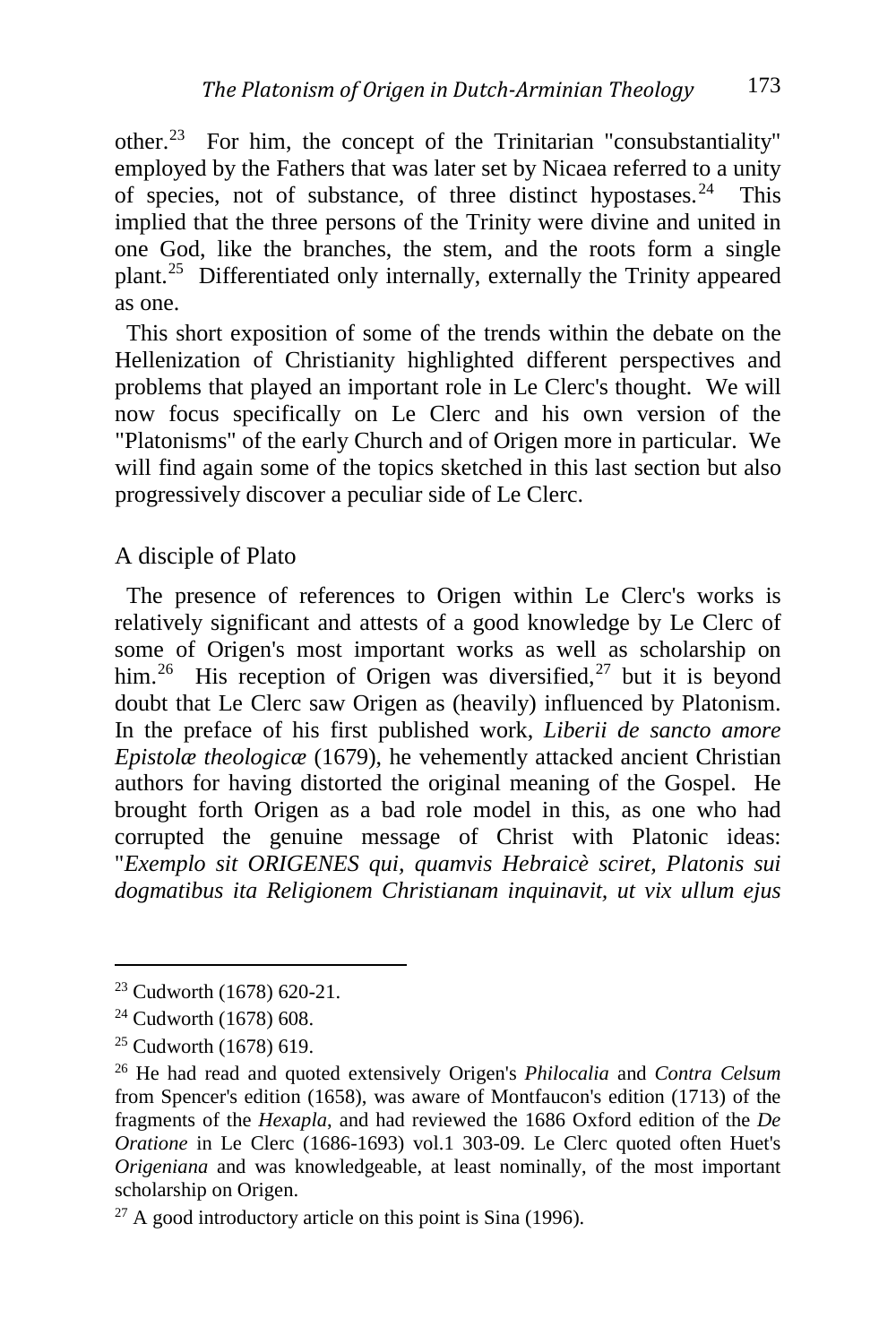other.[23] For him, the concept of the Trinitarian "consubstantiality" employed by the Fathers that was later set by Nicaea referred to a unity of species, not of substance, of three distinct hypostases.[24] This implied that the three persons of the Trinity were divine and united in one God, like the branches, the stem, and the roots form a single plant.[25] Differentiated only internally, externally the Trinity appeared as one.

This short exposition of some of the trends within the debate on the Hellenization of Christianity highlighted different perspectives and problems that played an important role in Le Clerc's thought. We will now focus specifically on Le Clerc and his own version of the "Platonisms" of the early Church and of Origen more in particular. We will find again some of the topics sketched in this last section but also progressively discover a peculiar side of Le Clerc.

## A disciple of Plato

The presence of references to Origen within Le Clerc's works is relatively significant and attests of a good knowledge by Le Clerc of some of Origen's most important works as well as scholarship on him.[26] His reception of Origen was diversified,[27] but it is beyond doubt that Le Clerc saw Origen as (heavily) influenced by Platonism. In the preface of his first published work, *Liberii de sancto amore Epistolæ theologicæ* (1679), he vehemently attacked ancient Christian authors for having distorted the original meaning of the Gospel. He brought forth Origen as a bad role model in this, as one who had corrupted the genuine message of Christ with Platonic ideas: "*Exemplo sit ORIGENES qui, quamvis Hebraicè sciret, Platonis sui dogmatibus ita Religionem Christianam inquinavit, ut vix ullum ejus*

---

[23] Cudworth (1678) 620-21.

[24] Cudworth (1678) 608.

[25] Cudworth (1678) 619.

[26] He had read and quoted extensively Origen's *Philocalia* and *Contra Celsum* from Spencer's edition (1658), was aware of Montfaucon's edition (1713) of the fragments of the *Hexapla*, and had reviewed the 1686 Oxford edition of the *De Oratione* in Le Clerc (1686-1693) vol.1 303-09. Le Clerc quoted often Huet's *Origeniana* and was knowledgeable, at least nominally, of the most important scholarship on Origen.

[27] A good introductory article on this point is Sina (1996).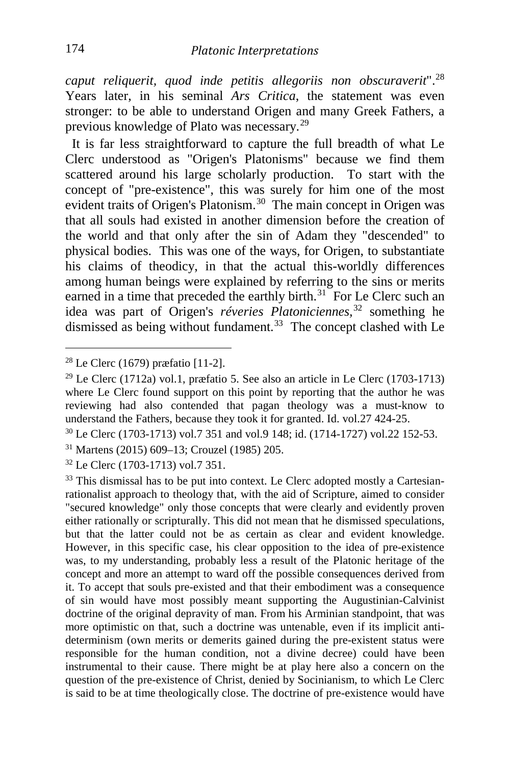*caput reliquerit, quod inde petitis allegoriis non obscuraverit*".[28] Years later, in his seminal *Ars Critica,* the statement was even stronger: to be able to understand Origen and many Greek Fathers, a previous knowledge of Plato was necessary.[29]

It is far less straightforward to capture the full breadth of what Le Clerc understood as "Origen's Platonisms" because we find them scattered around his large scholarly production. To start with the concept of "pre-existence", this was surely for him one of the most evident traits of Origen's Platonism.[30] The main concept in Origen was that all souls had existed in another dimension before the creation of the world and that only after the sin of Adam they "descended" to physical bodies. This was one of the ways, for Origen, to substantiate his claims of theodicy, in that the actual this-worldly differences among human beings were explained by referring to the sins or merits earned in a time that preceded the earthly birth.[31] For Le Clerc such an idea was part of Origen's *réveries Platoniciennes*,[32] something he dismissed as being without fundament.[33] The concept clashed with Le

---

[28] Le Clerc (1679) præfatio [11-2].

[29] Le Clerc (1712a) vol.1, præfatio 5. See also an article in Le Clerc (1703-1713) where Le Clerc found support on this point by reporting that the author he was reviewing had also contended that pagan theology was a must-know to understand the Fathers, because they took it for granted. Id. vol.27 424-25.

[30] Le Clerc (1703-1713) vol.7 351 and vol.9 148; id. (1714-1727) vol.22 152-53.

[31] Martens (2015) 609–13; Crouzel (1985) 205.

[32] Le Clerc (1703-1713) vol.7 351.

[33] This dismissal has to be put into context. Le Clerc adopted mostly a Cartesian-rationalist approach to theology that, with the aid of Scripture, aimed to consider "secured knowledge" only those concepts that were clearly and evidently proven either rationally or scripturally. This did not mean that he dismissed speculations, but that the latter could not be as certain as clear and evident knowledge. However, in this specific case, his clear opposition to the idea of pre-existence was, to my understanding, probably less a result of the Platonic heritage of the concept and more an attempt to ward off the possible consequences derived from it. To accept that souls pre-existed and that their embodiment was a consequence of sin would have most possibly meant supporting the Augustinian-Calvinist doctrine of the original depravity of man. From his Arminian standpoint, that was more optimistic on that, such a doctrine was untenable, even if its implicit anti-determinism (own merits or demerits gained during the pre-existent status were responsible for the human condition, not a divine decree) could have been instrumental to their cause. There might be at play here also a concern on the question of the pre-existence of Christ, denied by Socinianism, to which Le Clerc is said to be at time theologically close. The doctrine of pre-existence would have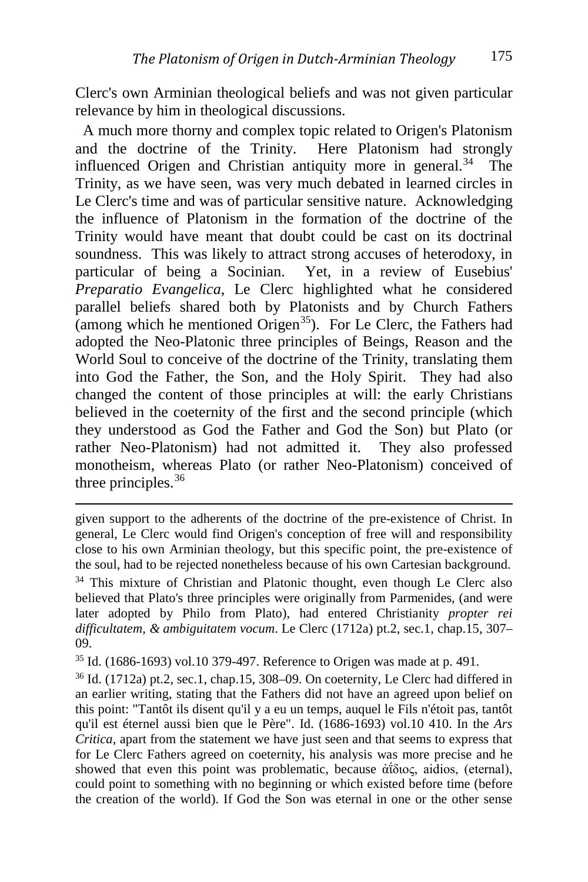Clerc's own Arminian theological beliefs and was not given particular relevance by him in theological discussions.

A much more thorny and complex topic related to Origen's Platonism and the doctrine of the Trinity. Here Platonism had strongly influenced Origen and Christian antiquity more in general.[34] The Trinity, as we have seen, was very much debated in learned circles in Le Clerc's time and was of particular sensitive nature. Acknowledging the influence of Platonism in the formation of the doctrine of the Trinity would have meant that doubt could be cast on its doctrinal soundness. This was likely to attract strong accuses of heterodoxy, in particular of being a Socinian. Yet, in a review of Eusebius' *Preparatio Evangelica*, Le Clerc highlighted what he considered parallel beliefs shared both by Platonists and by Church Fathers (among which he mentioned Origen[35]). For Le Clerc, the Fathers had adopted the Neo-Platonic three principles of Beings, Reason and the World Soul to conceive of the doctrine of the Trinity, translating them into God the Father, the Son, and the Holy Spirit. They had also changed the content of those principles at will: the early Christians believed in the coeternity of the first and the second principle (which they understood as God the Father and God the Son) but Plato (or rather Neo-Platonism) had not admitted it. They also professed monotheism, whereas Plato (or rather Neo-Platonism) conceived of three principles.[36]

---

given support to the adherents of the doctrine of the pre-existence of Christ. In general, Le Clerc would find Origen's conception of free will and responsibility close to his own Arminian theology, but this specific point, the pre-existence of the soul, had to be rejected nonetheless because of his own Cartesian background.

[34] This mixture of Christian and Platonic thought, even though Le Clerc also believed that Plato's three principles were originally from Parmenides, (and were later adopted by Philo from Plato), had entered Christianity *propter rei difficultatem, & ambiguitatem vocum*. Le Clerc (1712a) pt.2, sec.1, chap.15, 307–09.

[35] Id. (1686-1693) vol.10 379-497. Reference to Origen was made at p. 491.

[36] Id. (1712a) pt.2, sec.1, chap.15, 308–09. On coeternity, Le Clerc had differed in an earlier writing, stating that the Fathers did not have an agreed upon belief on this point: "Tantôt ils disent qu'il y a eu un temps, auquel le Fils n'étoit pas, tantôt qu'il est éternel aussi bien que le Père". Id. (1686-1693) vol.10 410. In the *Ars Critica*, apart from the statement we have just seen and that seems to express that for Le Clerc Fathers agreed on coeternity, his analysis was more precise and he showed that even this point was problematic, because ἀΐδιος, aidios, (eternal), could point to something with no beginning or which existed before time (before the creation of the world). If God the Son was eternal in one or the other sense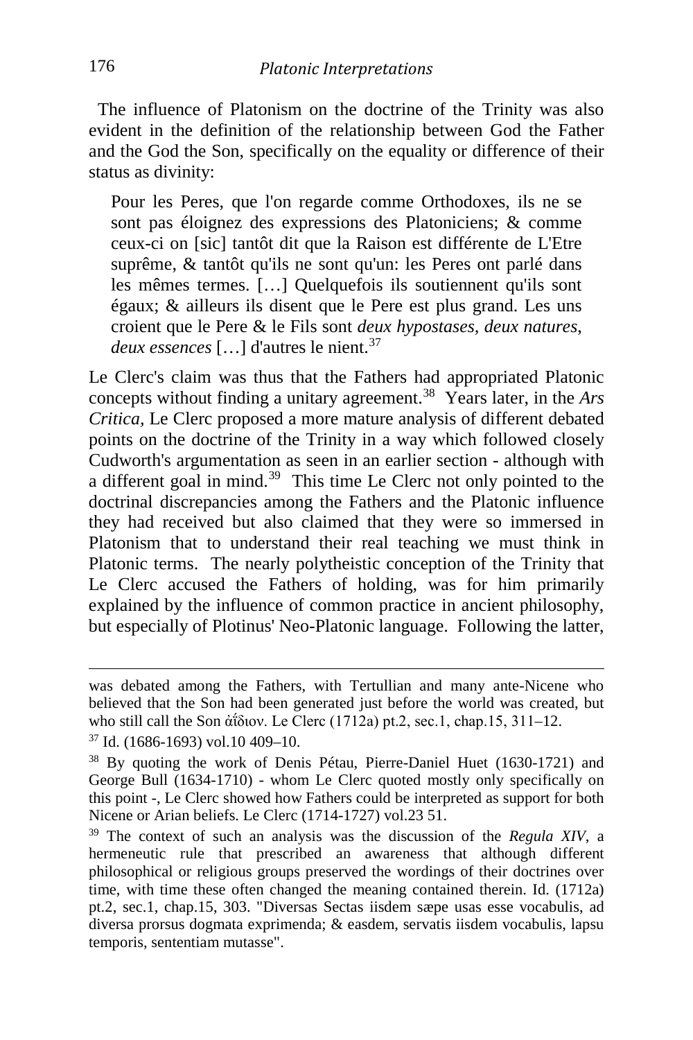The influence of Platonism on the doctrine of the Trinity was also evident in the definition of the relationship between God the Father and the God the Son, specifically on the equality or difference of their status as divinity:

> Pour les Peres, que l'on regarde comme Orthodoxes, ils ne se sont pas éloignez des expressions des Platoniciens; & comme ceux-ci on [sic] tantôt dit que la Raison est différente de L'Etre suprême, & tantôt qu'ils ne sont qu'un: les Peres ont parlé dans les mêmes termes. [...] Quelquefois ils soutiennent qu'ils sont égaux; & ailleurs ils disent que le Pere est plus grand. Les uns croient que le Pere & le Fils sont *deux hypostases, deux natures, deux essences* [...] d'autres le nient.[37]

Le Clerc's claim was thus that the Fathers had appropriated Platonic concepts without finding a unitary agreement.[38] Years later, in the *Ars Critica,* Le Clerc proposed a more mature analysis of different debated points on the doctrine of the Trinity in a way which followed closely Cudworth's argumentation as seen in an earlier section - although with a different goal in mind.[39] This time Le Clerc not only pointed to the doctrinal discrepancies among the Fathers and the Platonic influence they had received but also claimed that they were so immersed in Platonism that to understand their real teaching we must think in Platonic terms. The nearly polytheistic conception of the Trinity that Le Clerc accused the Fathers of holding, was for him primarily explained by the influence of common practice in ancient philosophy, but especially of Plotinus' Neo-Platonic language. Following the latter,

---

was debated among the Fathers, with Tertullian and many ante-Nicene who believed that the Son had been generated just before the world was created, but who still call the Son ἀΐδιον. Le Clerc (1712a) pt.2, sec.1, chap.15, 311–12.

[37] Id. (1686-1693) vol.10 409–10.

[38] By quoting the work of Denis Pétau, Pierre-Daniel Huet (1630-1721) and George Bull (1634-1710) - whom Le Clerc quoted mostly only specifically on this point -, Le Clerc showed how Fathers could be interpreted as support for both Nicene or Arian beliefs. Le Clerc (1714-1727) vol.23 51.

[39] The context of such an analysis was the discussion of the *Regula XIV*, a hermeneutic rule that prescribed an awareness that although different philosophical or religious groups preserved the wordings of their doctrines over time, with time these often changed the meaning contained therein. Id. (1712a) pt.2, sec.1, chap.15, 303. "Diversas Sectas iisdem sæpe usas esse vocabulis, ad diversa prorsus dogmata exprimenda; & easdem, servatis iisdem vocabulis, lapsu temporis, sententiam mutasse".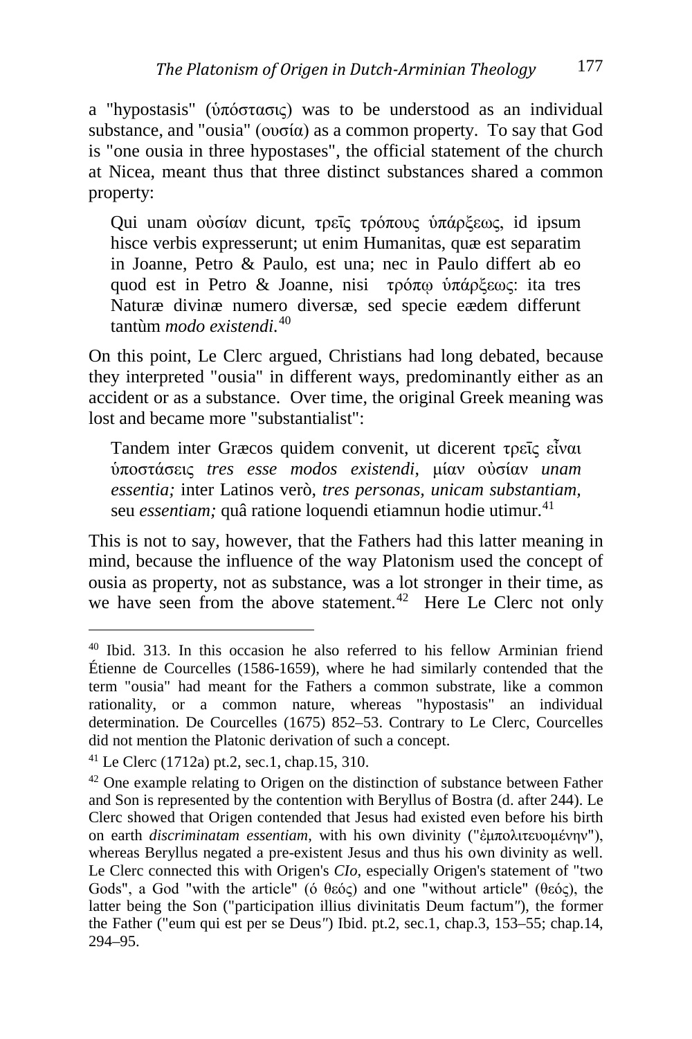a "hypostasis" (ὑπόστασις) was to be understood as an individual substance, and "ousia" (ουσία) as a common property. To say that God is "one ousia in three hypostases", the official statement of the church at Nicea, meant thus that three distinct substances shared a common property:

> Qui unam οὐσίαν dicunt, τρεῖς τρόπους ὑπάρξεως, id ipsum hisce verbis expresserunt; ut enim Humanitas, quæ est separatim in Joanne, Petro & Paulo, est una; nec in Paulo differt ab eo quod est in Petro & Joanne, nisi τρόπῳ ὑπάρξεως: ita tres Naturæ divinæ numero diversæ, sed specie eædem differunt tantùm *modo existendi.*[40]

On this point, Le Clerc argued, Christians had long debated, because they interpreted "ousia" in different ways, predominantly either as an accident or as a substance. Over time, the original Greek meaning was lost and became more "substantialist":

> Tandem inter Græcos quidem convenit, ut dicerent τρεῖς εἶναι ὑποστάσεις *tres esse modos existendi*, μίαν οὐσίαν *unam essentia;* inter Latinos verò, *tres personas, unicam substantiam,* seu *essentiam;* quâ ratione loquendi etiamnun hodie utimur.[41]

This is not to say, however, that the Fathers had this latter meaning in mind, because the influence of the way Platonism used the concept of ousia as property, not as substance, was a lot stronger in their time, as we have seen from the above statement.[42] Here Le Clerc not only

---

[40] Ibid. 313. In this occasion he also referred to his fellow Arminian friend Étienne de Courcelles (1586-1659), where he had similarly contended that the term "ousia" had meant for the Fathers a common substrate, like a common rationality, or a common nature, whereas "hypostasis" an individual determination. De Courcelles (1675) 852–53. Contrary to Le Clerc, Courcelles did not mention the Platonic derivation of such a concept.

[41] Le Clerc (1712a) pt.2, sec.1, chap.15, 310.

[42] One example relating to Origen on the distinction of substance between Father and Son is represented by the contention with Beryllus of Bostra (d. after 244). Le Clerc showed that Origen contended that Jesus had existed even before his birth on earth *discriminatam essentiam*, with his own divinity ("ἐμπολιτευομένην"), whereas Beryllus negated a pre-existent Jesus and thus his own divinity as well. Le Clerc connected this with Origen's *CIo*, especially Origen's statement of "two Gods", a God "with the article" (ὁ θεός) and one "without article" (θεός), the latter being the Son ("participation illius divinitatis Deum factum"), the former the Father ("eum qui est per se Deus") Ibid. pt.2, sec.1, chap.3, 153–55; chap.14, 294–95.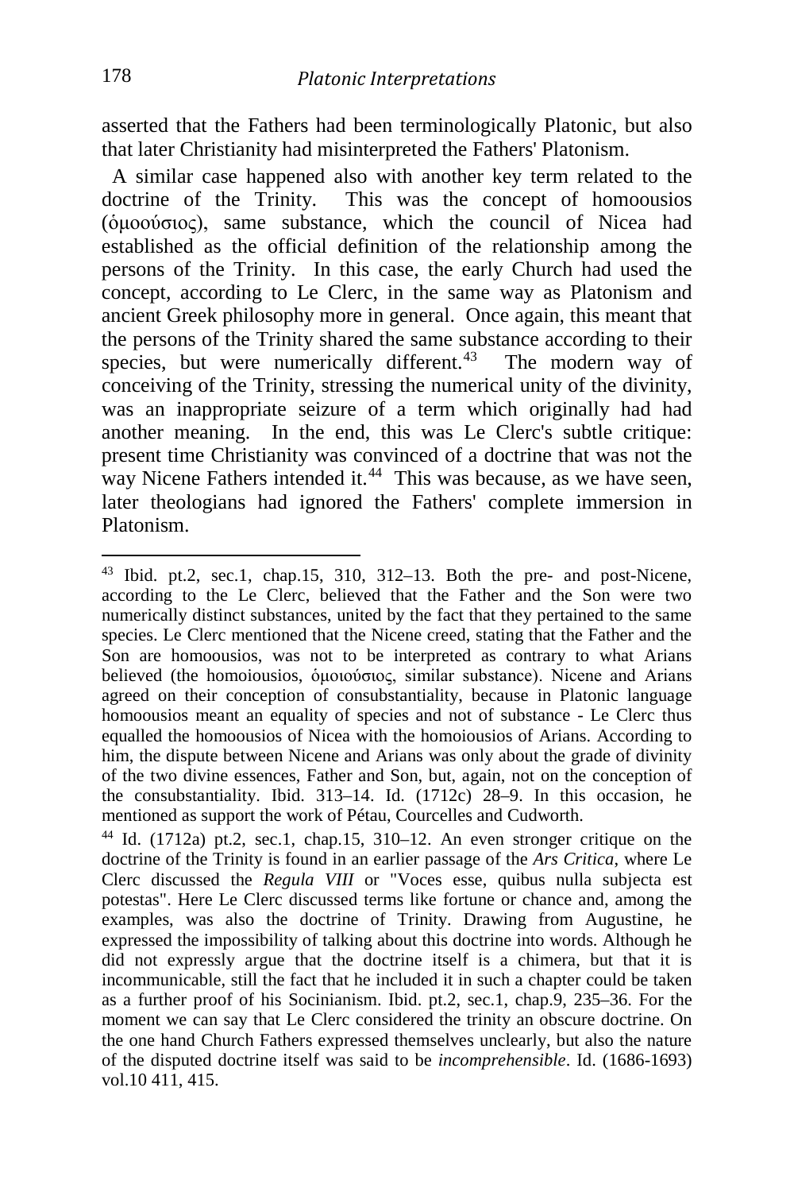asserted that the Fathers had been terminologically Platonic, but also that later Christianity had misinterpreted the Fathers' Platonism.

A similar case happened also with another key term related to the doctrine of the Trinity. This was the concept of homoousios (ὁμοούσιος), same substance, which the council of Nicea had established as the official definition of the relationship among the persons of the Trinity. In this case, the early Church had used the concept, according to Le Clerc, in the same way as Platonism and ancient Greek philosophy more in general. Once again, this meant that the persons of the Trinity shared the same substance according to their species, but were numerically different.[43] The modern way of conceiving of the Trinity, stressing the numerical unity of the divinity, was an inappropriate seizure of a term which originally had had another meaning. In the end, this was Le Clerc's subtle critique: present time Christianity was convinced of a doctrine that was not the way Nicene Fathers intended it.[44] This was because, as we have seen, later theologians had ignored the Fathers' complete immersion in Platonism.

---

[43] Ibid. pt.2, sec.1, chap.15, 310, 312–13. Both the pre- and post-Nicene, according to the Le Clerc, believed that the Father and the Son were two numerically distinct substances, united by the fact that they pertained to the same species. Le Clerc mentioned that the Nicene creed, stating that the Father and the Son are homoousios, was not to be interpreted as contrary to what Arians believed (the homoiousios, ὁμοιούσιος, similar substance). Nicene and Arians agreed on their conception of consubstantiality, because in Platonic language homoousios meant an equality of species and not of substance - Le Clerc thus equalled the homoousios of Nicea with the homoiousios of Arians. According to him, the dispute between Nicene and Arians was only about the grade of divinity of the two divine essences, Father and Son, but, again, not on the conception of the consubstantiality. Ibid. 313–14. Id. (1712c) 28–9. In this occasion, he mentioned as support the work of Pétau, Courcelles and Cudworth.

[44] Id. (1712a) pt.2, sec.1, chap.15, 310–12. An even stronger critique on the doctrine of the Trinity is found in an earlier passage of the *Ars Critica*, where Le Clerc discussed the *Regula VIII* or "Voces esse, quibus nulla subjecta est potestas". Here Le Clerc discussed terms like fortune or chance and, among the examples, was also the doctrine of Trinity. Drawing from Augustine, he expressed the impossibility of talking about this doctrine into words. Although he did not expressly argue that the doctrine itself is a chimera, but that it is incommunicable, still the fact that he included it in such a chapter could be taken as a further proof of his Socinianism. Ibid. pt.2, sec.1, chap.9, 235–36. For the moment we can say that Le Clerc considered the trinity an obscure doctrine. On the one hand Church Fathers expressed themselves unclearly, but also the nature of the disputed doctrine itself was said to be *incomprehensible*. Id. (1686-1693) vol.10 411, 415.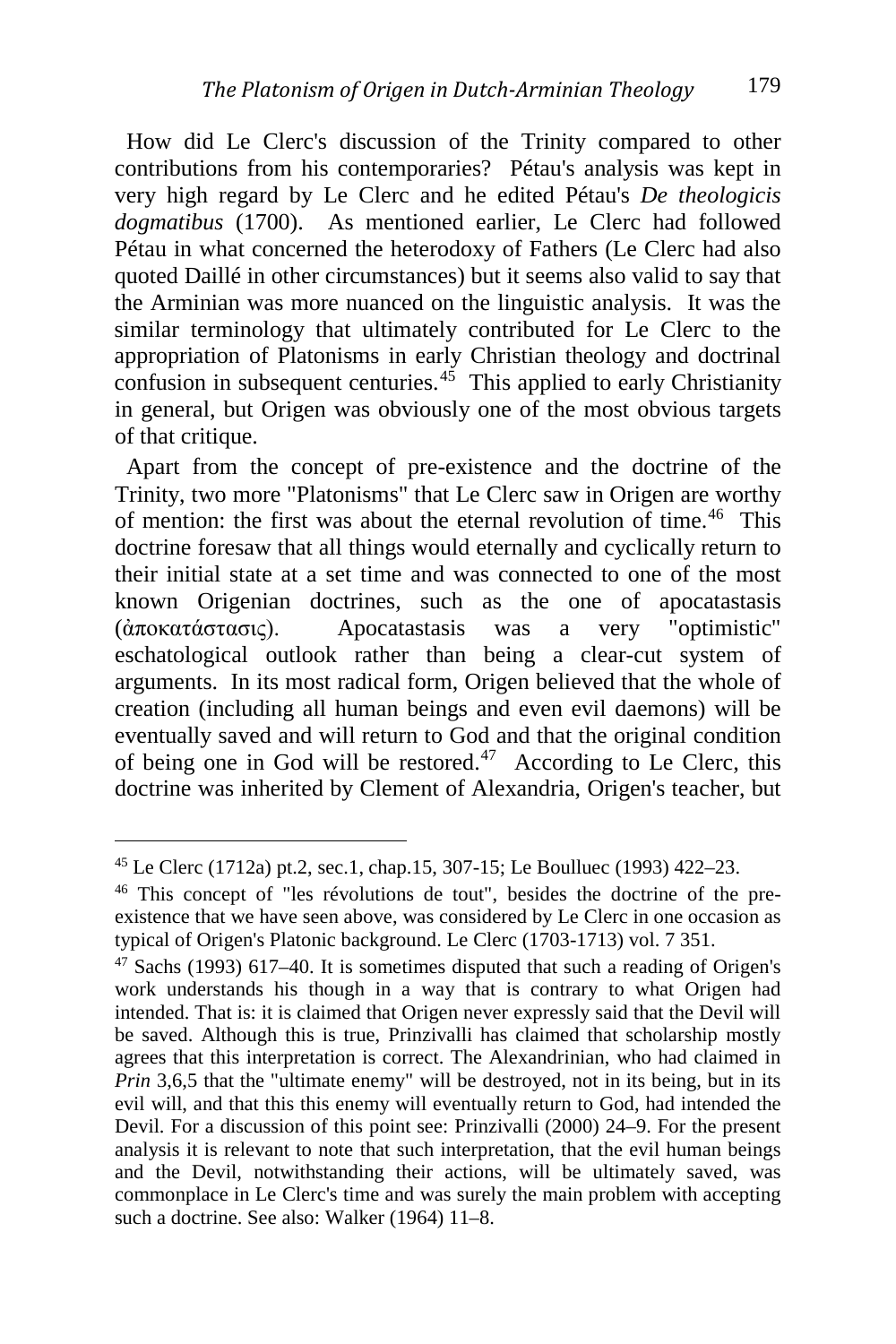How did Le Clerc's discussion of the Trinity compared to other contributions from his contemporaries? Pétau's analysis was kept in very high regard by Le Clerc and he edited Pétau's *De theologicis dogmatibus* (1700). As mentioned earlier, Le Clerc had followed Pétau in what concerned the heterodoxy of Fathers (Le Clerc had also quoted Daillé in other circumstances) but it seems also valid to say that the Arminian was more nuanced on the linguistic analysis. It was the similar terminology that ultimately contributed for Le Clerc to the appropriation of Platonisms in early Christian theology and doctrinal confusion in subsequent centuries.[45] This applied to early Christianity in general, but Origen was obviously one of the most obvious targets of that critique.

Apart from the concept of pre-existence and the doctrine of the Trinity, two more "Platonisms" that Le Clerc saw in Origen are worthy of mention: the first was about the eternal revolution of time.[46] This doctrine foresaw that all things would eternally and cyclically return to their initial state at a set time and was connected to one of the most known Origenian doctrines, such as the one of apocatastasis (ἀποκατάστασις). Apocatastasis was a very "optimistic" eschatological outlook rather than being a clear-cut system of arguments. In its most radical form, Origen believed that the whole of creation (including all human beings and even evil daemons) will be eventually saved and will return to God and that the original condition of being one in God will be restored.[47] According to Le Clerc, this doctrine was inherited by Clement of Alexandria, Origen's teacher, but

---

[45] Le Clerc (1712a) pt.2, sec.1, chap.15, 307-15; Le Boulluec (1993) 422–23.

[46] This concept of "les révolutions de tout", besides the doctrine of the pre-existence that we have seen above, was considered by Le Clerc in one occasion as typical of Origen's Platonic background. Le Clerc (1703-1713) vol. 7 351.

[47] Sachs (1993) 617–40. It is sometimes disputed that such a reading of Origen's work understands his though in a way that is contrary to what Origen had intended. That is: it is claimed that Origen never expressly said that the Devil will be saved. Although this is true, Prinzivalli has claimed that scholarship mostly agrees that this interpretation is correct. The Alexandrinian, who had claimed in *Prin* 3,6,5 that the "ultimate enemy" will be destroyed, not in its being, but in its evil will, and that this this enemy will eventually return to God, had intended the Devil. For a discussion of this point see: Prinzivalli (2000) 24–9. For the present analysis it is relevant to note that such interpretation, that the evil human beings and the Devil, notwithstanding their actions, will be ultimately saved, was commonplace in Le Clerc's time and was surely the main problem with accepting such a doctrine. See also: Walker (1964) 11–8.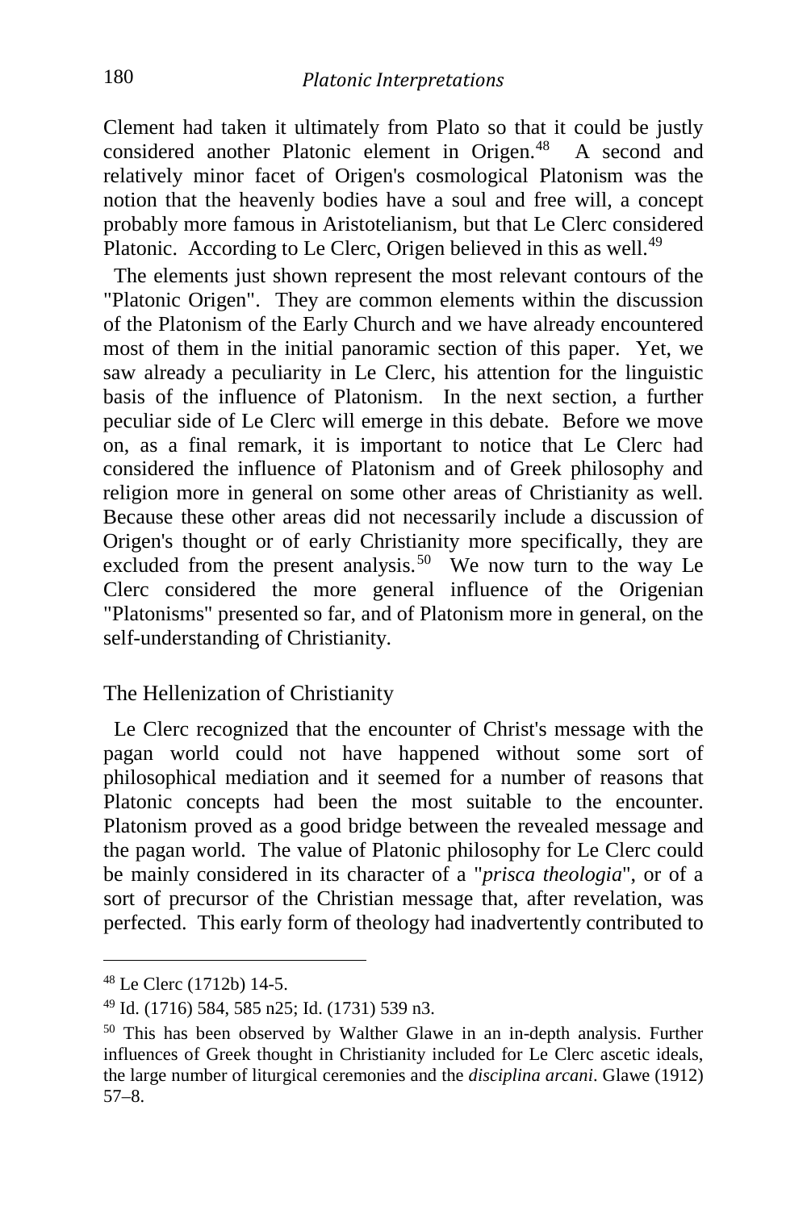Clement had taken it ultimately from Plato so that it could be justly considered another Platonic element in Origen.[48] A second and relatively minor facet of Origen's cosmological Platonism was the notion that the heavenly bodies have a soul and free will, a concept probably more famous in Aristotelianism, but that Le Clerc considered Platonic. According to Le Clerc, Origen believed in this as well.[49]

The elements just shown represent the most relevant contours of the "Platonic Origen". They are common elements within the discussion of the Platonism of the Early Church and we have already encountered most of them in the initial panoramic section of this paper. Yet, we saw already a peculiarity in Le Clerc, his attention for the linguistic basis of the influence of Platonism. In the next section, a further peculiar side of Le Clerc will emerge in this debate. Before we move on, as a final remark, it is important to notice that Le Clerc had considered the influence of Platonism and of Greek philosophy and religion more in general on some other areas of Christianity as well. Because these other areas did not necessarily include a discussion of Origen's thought or of early Christianity more specifically, they are excluded from the present analysis.[50] We now turn to the way Le Clerc considered the more general influence of the Origenian "Platonisms" presented so far, and of Platonism more in general, on the self-understanding of Christianity.

## The Hellenization of Christianity

Le Clerc recognized that the encounter of Christ's message with the pagan world could not have happened without some sort of philosophical mediation and it seemed for a number of reasons that Platonic concepts had been the most suitable to the encounter. Platonism proved as a good bridge between the revealed message and the pagan world. The value of Platonic philosophy for Le Clerc could be mainly considered in its character of a "*prisca theologia*", or of a sort of precursor of the Christian message that, after revelation, was perfected. This early form of theology had inadvertently contributed to

---

[48] Le Clerc (1712b) 14-5.

[49] Id. (1716) 584, 585 n25; Id. (1731) 539 n3.

[50] This has been observed by Walther Glawe in an in-depth analysis. Further influences of Greek thought in Christianity included for Le Clerc ascetic ideals, the large number of liturgical ceremonies and the *disciplina arcani*. Glawe (1912) 57–8.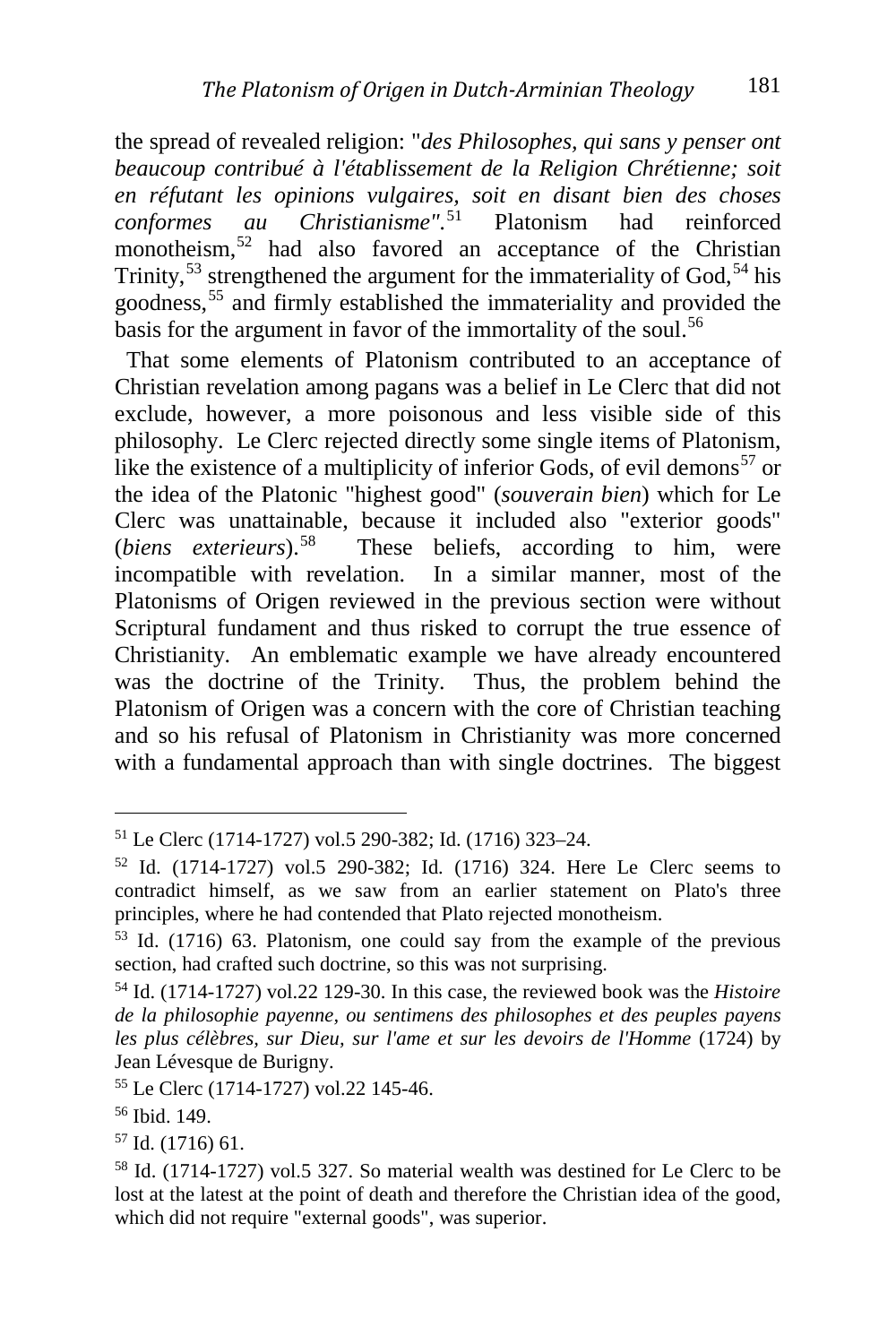the spread of revealed religion: "*des Philosophes, qui sans y penser ont beaucoup contribué à l'établissement de la Religion Chrétienne; soit en réfutant les opinions vulgaires, soit en disant bien des choses conformes au Christianisme*".[51] Platonism had reinforced monotheism,[52] had also favored an acceptance of the Christian Trinity,[53] strengthened the argument for the immateriality of God,[54] his goodness,[55] and firmly established the immateriality and provided the basis for the argument in favor of the immortality of the soul.[56]

That some elements of Platonism contributed to an acceptance of Christian revelation among pagans was a belief in Le Clerc that did not exclude, however, a more poisonous and less visible side of this philosophy. Le Clerc rejected directly some single items of Platonism, like the existence of a multiplicity of inferior Gods, of evil demons[57] or the idea of the Platonic "highest good" (*souverain bien*) which for Le Clerc was unattainable, because it included also "exterior goods" (*biens exterieurs*).[58] These beliefs, according to him, were incompatible with revelation. In a similar manner, most of the Platonisms of Origen reviewed in the previous section were without Scriptural fundament and thus risked to corrupt the true essence of Christianity. An emblematic example we have already encountered was the doctrine of the Trinity. Thus, the problem behind the Platonism of Origen was a concern with the core of Christian teaching and so his refusal of Platonism in Christianity was more concerned with a fundamental approach than with single doctrines. The biggest

---

[51] Le Clerc (1714-1727) vol.5 290-382; Id. (1716) 323–24.

[52] Id. (1714-1727) vol.5 290-382; Id. (1716) 324. Here Le Clerc seems to contradict himself, as we saw from an earlier statement on Plato's three principles, where he had contended that Plato rejected monotheism.

[53] Id. (1716) 63. Platonism, one could say from the example of the previous section, had crafted such doctrine, so this was not surprising.

[54] Id. (1714-1727) vol.22 129-30. In this case, the reviewed book was the *Histoire de la philosophie payenne, ou sentimens des philosophes et des peuples payens les plus célèbres, sur Dieu, sur l'ame et sur les devoirs de l'Homme* (1724) by Jean Lévesque de Burigny.

[55] Le Clerc (1714-1727) vol.22 145-46.

[56] Ibid. 149.

[57] Id. (1716) 61.

[58] Id. (1714-1727) vol.5 327. So material wealth was destined for Le Clerc to be lost at the latest at the point of death and therefore the Christian idea of the good, which did not require "external goods", was superior.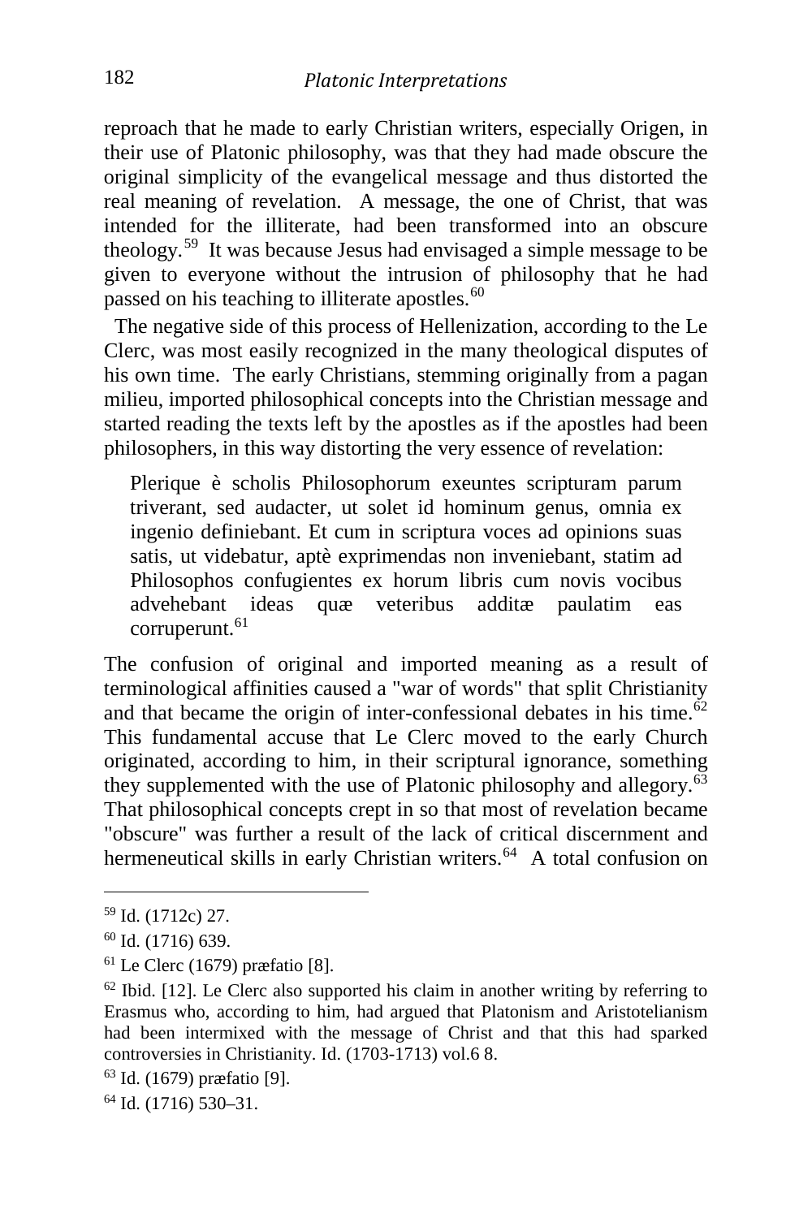reproach that he made to early Christian writers, especially Origen, in their use of Platonic philosophy, was that they had made obscure the original simplicity of the evangelical message and thus distorted the real meaning of revelation. A message, the one of Christ, that was intended for the illiterate, had been transformed into an obscure theology.[59] It was because Jesus had envisaged a simple message to be given to everyone without the intrusion of philosophy that he had passed on his teaching to illiterate apostles.[60]

The negative side of this process of Hellenization, according to the Le Clerc, was most easily recognized in the many theological disputes of his own time. The early Christians, stemming originally from a pagan milieu, imported philosophical concepts into the Christian message and started reading the texts left by the apostles as if the apostles had been philosophers, in this way distorting the very essence of revelation:

> Plerique è scholis Philosophorum exeuntes scripturam parum triverant, sed audacter, ut solet id hominum genus, omnia ex ingenio definiebant. Et cum in scriptura voces ad opinions suas satis, ut videbatur, aptè exprimendas non inveniebant, statim ad Philosophos confugientes ex horum libris cum novis vocibus advehebant ideas quæ veteribus additæ paulatim eas corruperunt.[61]

The confusion of original and imported meaning as a result of terminological affinities caused a "war of words" that split Christianity and that became the origin of inter-confessional debates in his time.[62] This fundamental accuse that Le Clerc moved to the early Church originated, according to him, in their scriptural ignorance, something they supplemented with the use of Platonic philosophy and allegory.[63] That philosophical concepts crept in so that most of revelation became "obscure" was further a result of the lack of critical discernment and hermeneutical skills in early Christian writers.[64] A total confusion on

---

[59] Id. (1712c) 27.

[60] Id. (1716) 639.

[61] Le Clerc (1679) præfatio [8].

[62] Ibid. [12]. Le Clerc also supported his claim in another writing by referring to Erasmus who, according to him, had argued that Platonism and Aristotelianism had been intermixed with the message of Christ and that this had sparked controversies in Christianity. Id. (1703-1713) vol.6 8.

[63] Id. (1679) præfatio [9].

[64] Id. (1716) 530–31.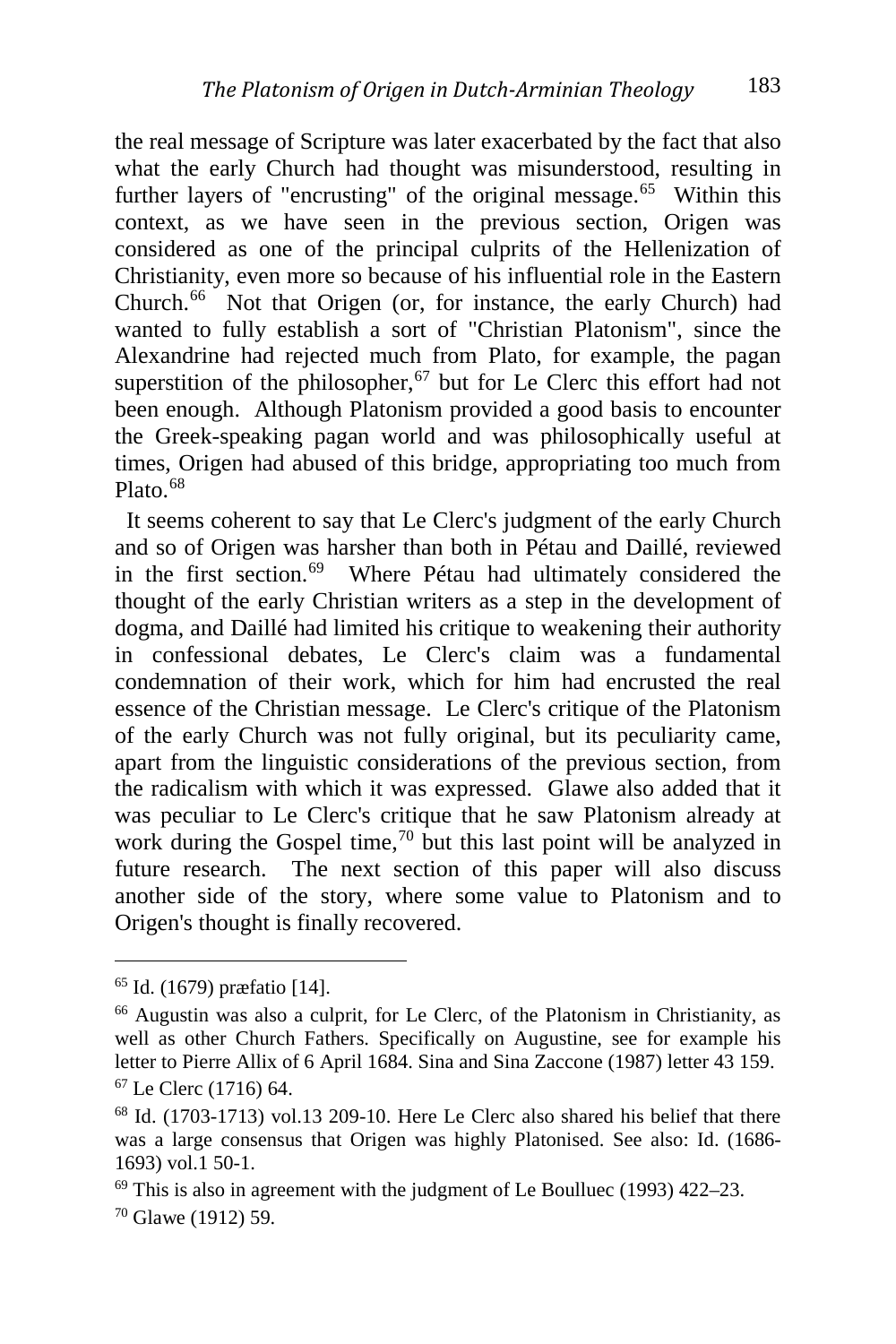the real message of Scripture was later exacerbated by the fact that also what the early Church had thought was misunderstood, resulting in further layers of "encrusting" of the original message.[65] Within this context, as we have seen in the previous section, Origen was considered as one of the principal culprits of the Hellenization of Christianity, even more so because of his influential role in the Eastern Church.[66] Not that Origen (or, for instance, the early Church) had wanted to fully establish a sort of "Christian Platonism", since the Alexandrine had rejected much from Plato, for example, the pagan superstition of the philosopher,[67] but for Le Clerc this effort had not been enough. Although Platonism provided a good basis to encounter the Greek-speaking pagan world and was philosophically useful at times, Origen had abused of this bridge, appropriating too much from Plato.[68]

It seems coherent to say that Le Clerc's judgment of the early Church and so of Origen was harsher than both in Pétau and Daillé, reviewed in the first section.[69] Where Pétau had ultimately considered the thought of the early Christian writers as a step in the development of dogma, and Daillé had limited his critique to weakening their authority in confessional debates, Le Clerc's claim was a fundamental condemnation of their work, which for him had encrusted the real essence of the Christian message. Le Clerc's critique of the Platonism of the early Church was not fully original, but its peculiarity came, apart from the linguistic considerations of the previous section, from the radicalism with which it was expressed. Glawe also added that it was peculiar to Le Clerc's critique that he saw Platonism already at work during the Gospel time,[70] but this last point will be analyzed in future research. The next section of this paper will also discuss another side of the story, where some value to Platonism and to Origen's thought is finally recovered.

---

[65] Id. (1679) præfatio [14].

[66] Augustin was also a culprit, for Le Clerc, of the Platonism in Christianity, as well as other Church Fathers. Specifically on Augustine, see for example his letter to Pierre Allix of 6 April 1684. Sina and Sina Zaccone (1987) letter 43 159.

[67] Le Clerc (1716) 64.

[68] Id. (1703-1713) vol.13 209-10. Here Le Clerc also shared his belief that there was a large consensus that Origen was highly Platonised. See also: Id. (1686-1693) vol.1 50-1.

[69] This is also in agreement with the judgment of Le Boulluec (1993) 422–23.

[70] Glawe (1912) 59.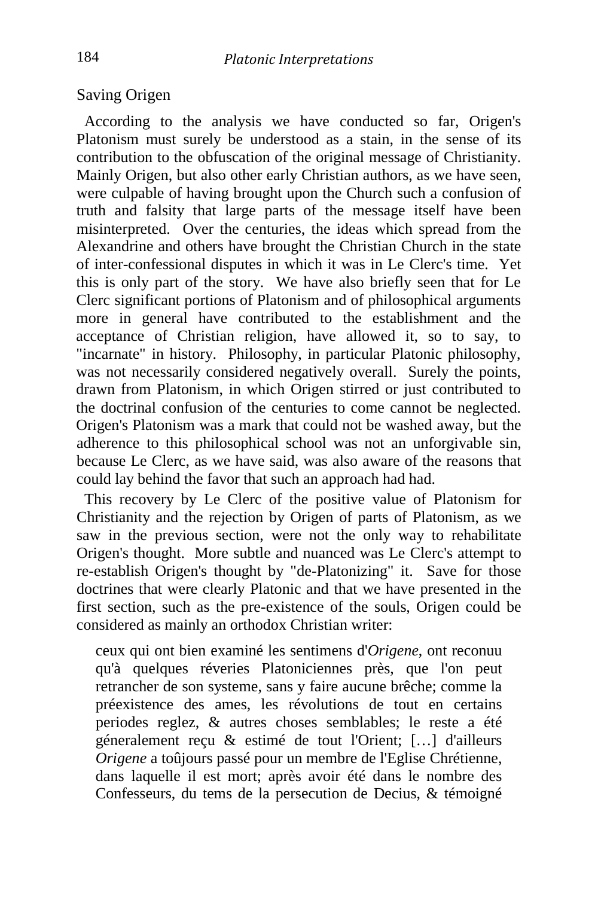## Saving Origen

According to the analysis we have conducted so far, Origen's Platonism must surely be understood as a stain, in the sense of its contribution to the obfuscation of the original message of Christianity. Mainly Origen, but also other early Christian authors, as we have seen, were culpable of having brought upon the Church such a confusion of truth and falsity that large parts of the message itself have been misinterpreted. Over the centuries, the ideas which spread from the Alexandrine and others have brought the Christian Church in the state of inter-confessional disputes in which it was in Le Clerc's time. Yet this is only part of the story. We have also briefly seen that for Le Clerc significant portions of Platonism and of philosophical arguments more in general have contributed to the establishment and the acceptance of Christian religion, have allowed it, so to say, to "incarnate" in history. Philosophy, in particular Platonic philosophy, was not necessarily considered negatively overall. Surely the points, drawn from Platonism, in which Origen stirred or just contributed to the doctrinal confusion of the centuries to come cannot be neglected. Origen's Platonism was a mark that could not be washed away, but the adherence to this philosophical school was not an unforgivable sin, because Le Clerc, as we have said, was also aware of the reasons that could lay behind the favor that such an approach had had.

This recovery by Le Clerc of the positive value of Platonism for Christianity and the rejection by Origen of parts of Platonism, as we saw in the previous section, were not the only way to rehabilitate Origen's thought. More subtle and nuanced was Le Clerc's attempt to re-establish Origen's thought by "de-Platonizing" it. Save for those doctrines that were clearly Platonic and that we have presented in the first section, such as the pre-existence of the souls, Origen could be considered as mainly an orthodox Christian writer:

> ceux qui ont bien examiné les sentimens d'*Origene*, ont reconuu qu'à quelques réveries Platoniciennes près, que l'on peut retrancher de son systeme, sans y faire aucune brêche; comme la préexistence des ames, les révolutions de tout en certains periodes reglez, & autres choses semblables; le reste a été géneralement reçu & estimé de tout l'Orient; […] d'ailleurs *Origene* a toûjours passé pour un membre de l'Eglise Chrétienne, dans laquelle il est mort; après avoir été dans le nombre des Confesseurs, du tems de la persecution de Decius, & témoigné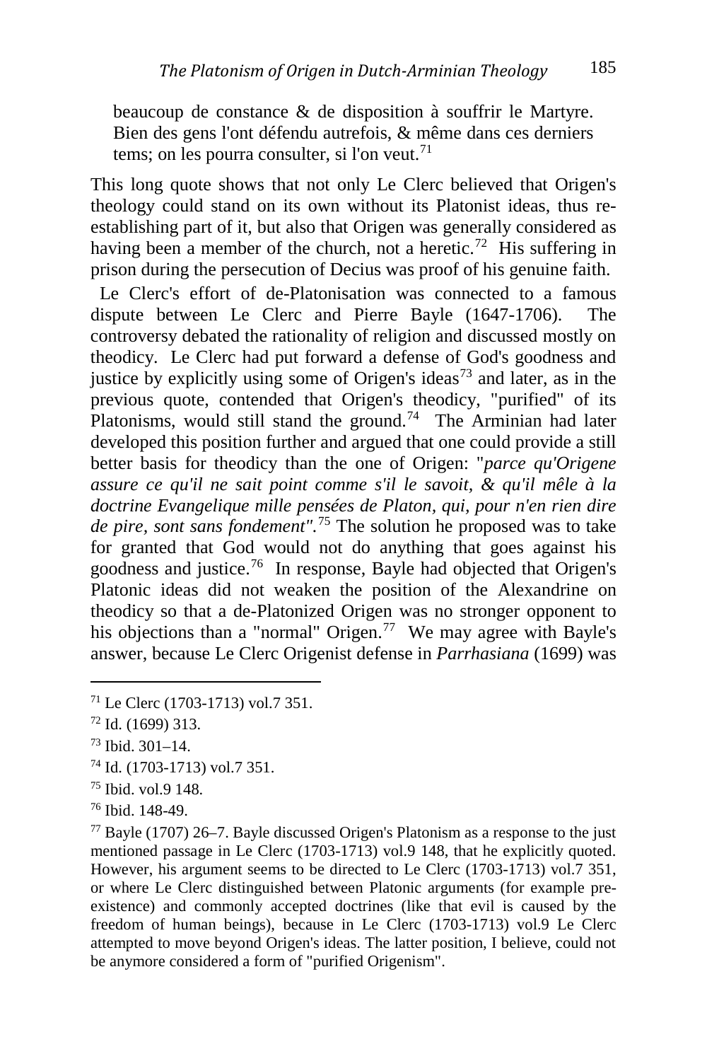> beaucoup de constance & de disposition à souffrir le Martyre. Bien des gens l'ont défendu autrefois, & même dans ces derniers tems; on les pourra consulter, si l'on veut.[71]

This long quote shows that not only Le Clerc believed that Origen's theology could stand on its own without its Platonist ideas, thus re-establishing part of it, but also that Origen was generally considered as having been a member of the church, not a heretic.[72] His suffering in prison during the persecution of Decius was proof of his genuine faith.

Le Clerc's effort of de-Platonisation was connected to a famous dispute between Le Clerc and Pierre Bayle (1647-1706). The controversy debated the rationality of religion and discussed mostly on theodicy. Le Clerc had put forward a defense of God's goodness and justice by explicitly using some of Origen's ideas[73] and later, as in the previous quote, contended that Origen's theodicy, "purified" of its Platonisms, would still stand the ground.[74] The Arminian had later developed this position further and argued that one could provide a still better basis for theodicy than the one of Origen: "*parce qu'Origene assure ce qu'il ne sait point comme s'il le savoit, & qu'il mêle à la doctrine Evangelique mille pensées de Platon, qui, pour n'en rien dire de pire, sont sans fondement".*[75] The solution he proposed was to take for granted that God would not do anything that goes against his goodness and justice.[76] In response, Bayle had objected that Origen's Platonic ideas did not weaken the position of the Alexandrine on theodicy so that a de-Platonized Origen was no stronger opponent to his objections than a "normal" Origen.[77] We may agree with Bayle's answer, because Le Clerc Origenist defense in *Parrhasiana* (1699) was

---

[71] Le Clerc (1703-1713) vol.7 351.

[72] Id. (1699) 313.

[73] Ibid. 301–14.

[74] Id. (1703-1713) vol.7 351.

[75] Ibid. vol.9 148.

[76] Ibid. 148-49.

[77] Bayle (1707) 26–7. Bayle discussed Origen's Platonism as a response to the just mentioned passage in Le Clerc (1703-1713) vol.9 148, that he explicitly quoted. However, his argument seems to be directed to Le Clerc (1703-1713) vol.7 351, or where Le Clerc distinguished between Platonic arguments (for example pre-existence) and commonly accepted doctrines (like that evil is caused by the freedom of human beings), because in Le Clerc (1703-1713) vol.9 Le Clerc attempted to move beyond Origen's ideas. The latter position, I believe, could not be anymore considered a form of "purified Origenism".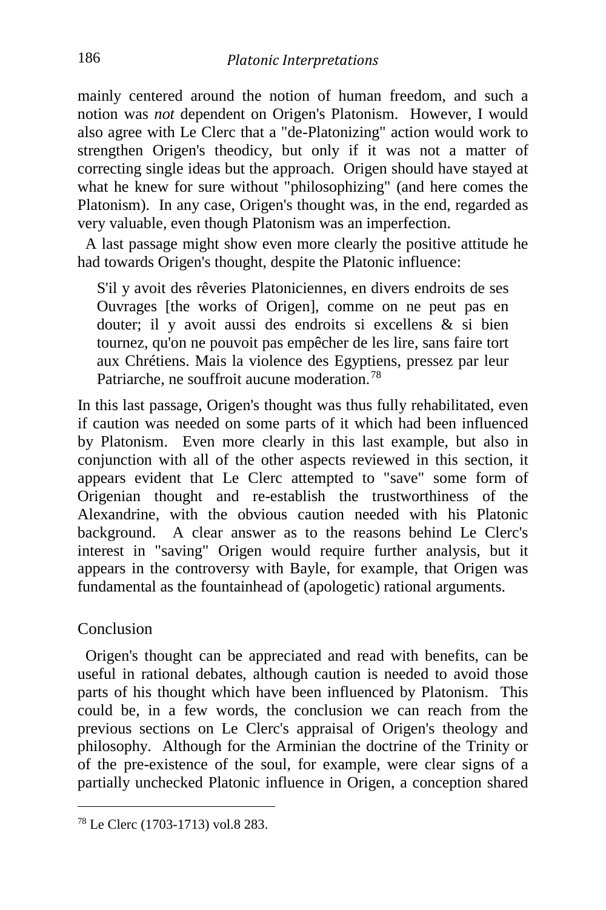mainly centered around the notion of human freedom, and such a notion was *not* dependent on Origen's Platonism. However, I would also agree with Le Clerc that a "de-Platonizing" action would work to strengthen Origen's theodicy, but only if it was not a matter of correcting single ideas but the approach. Origen should have stayed at what he knew for sure without "philosophizing" (and here comes the Platonism). In any case, Origen's thought was, in the end, regarded as very valuable, even though Platonism was an imperfection.

A last passage might show even more clearly the positive attitude he had towards Origen's thought, despite the Platonic influence:

> S'il y avoit des rêveries Platoniciennes, en divers endroits de ses Ouvrages [the works of Origen], comme on ne peut pas en douter; il y avoit aussi des endroits si excellens & si bien tournez, qu'on ne pouvoit pas empêcher de les lire, sans faire tort aux Chrétiens. Mais la violence des Egyptiens, pressez par leur Patriarche, ne souffroit aucune moderation.[78]

In this last passage, Origen's thought was thus fully rehabilitated, even if caution was needed on some parts of it which had been influenced by Platonism. Even more clearly in this last example, but also in conjunction with all of the other aspects reviewed in this section, it appears evident that Le Clerc attempted to "save" some form of Origenian thought and re-establish the trustworthiness of the Alexandrine, with the obvious caution needed with his Platonic background. A clear answer as to the reasons behind Le Clerc's interest in "saving" Origen would require further analysis, but it appears in the controversy with Bayle, for example, that Origen was fundamental as the fountainhead of (apologetic) rational arguments.

## Conclusion

Origen's thought can be appreciated and read with benefits, can be useful in rational debates, although caution is needed to avoid those parts of his thought which have been influenced by Platonism. This could be, in a few words, the conclusion we can reach from the previous sections on Le Clerc's appraisal of Origen's theology and philosophy. Although for the Arminian the doctrine of the Trinity or of the pre-existence of the soul, for example, were clear signs of a partially unchecked Platonic influence in Origen, a conception shared

---

[78] Le Clerc (1703-1713) vol.8 283.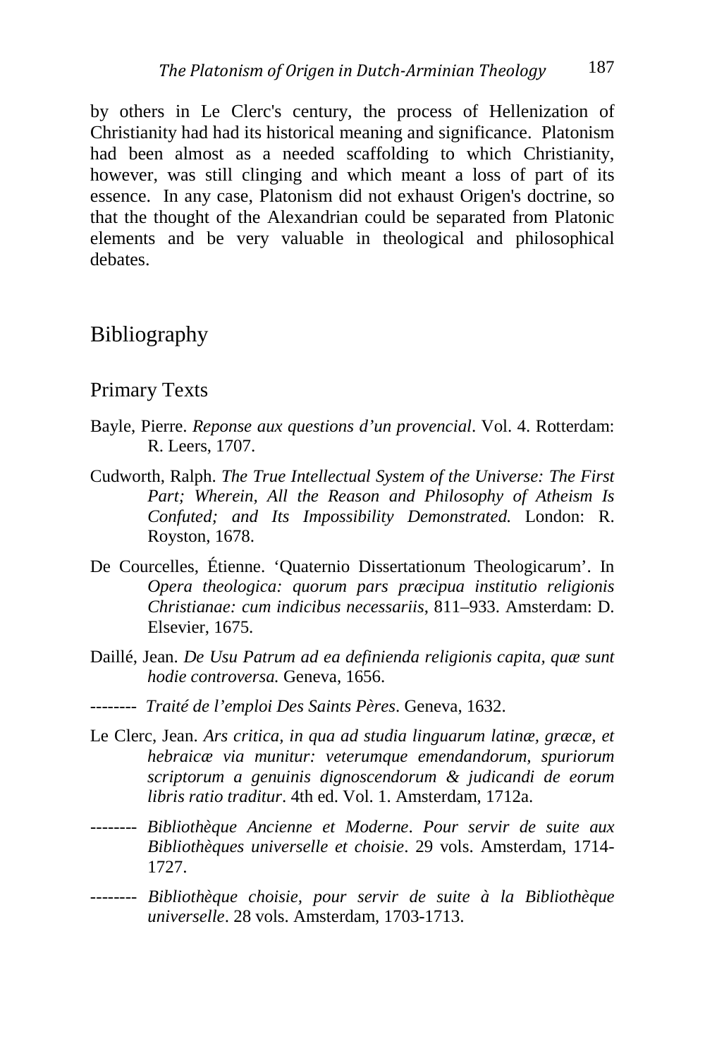by others in Le Clerc's century, the process of Hellenization of Christianity had had its historical meaning and significance. Platonism had been almost as a needed scaffolding to which Christianity, however, was still clinging and which meant a loss of part of its essence. In any case, Platonism did not exhaust Origen's doctrine, so that the thought of the Alexandrian could be separated from Platonic elements and be very valuable in theological and philosophical debates.

## Bibliography

### Primary Texts

Bayle, Pierre. *Reponse aux questions d'un provencial*. Vol. 4. Rotterdam: R. Leers, 1707.

Cudworth, Ralph. *The True Intellectual System of the Universe: The First Part; Wherein, All the Reason and Philosophy of Atheism Is Confuted; and Its Impossibility Demonstrated.* London: R. Royston, 1678.

De Courcelles, Étienne. 'Quaternio Dissertationum Theologicarum'. In *Opera theologica: quorum pars præcipua institutio religionis Christianae: cum indicibus necessariis*, 811–933. Amsterdam: D. Elsevier, 1675.

Daillé, Jean. *De Usu Patrum ad ea definienda religionis capita, quæ sunt hodie controversa.* Geneva, 1656.

-------- *Traité de l'emploi Des Saints Pères*. Geneva, 1632.

Le Clerc, Jean. *Ars critica, in qua ad studia linguarum latinæ, græcæ, et hebraicæ via munitur: veterumque emendandorum, spuriorum scriptorum a genuinis dignoscendorum & judicandi de eorum libris ratio traditur*. 4th ed. Vol. 1. Amsterdam, 1712a.

-------- *Bibliothèque Ancienne et Moderne*. *Pour servir de suite aux Bibliothèques universelle et choisie*. 29 vols. Amsterdam, 1714-1727.

-------- *Bibliothèque choisie, pour servir de suite à la Bibliothèque universelle*. 28 vols. Amsterdam, 1703-1713.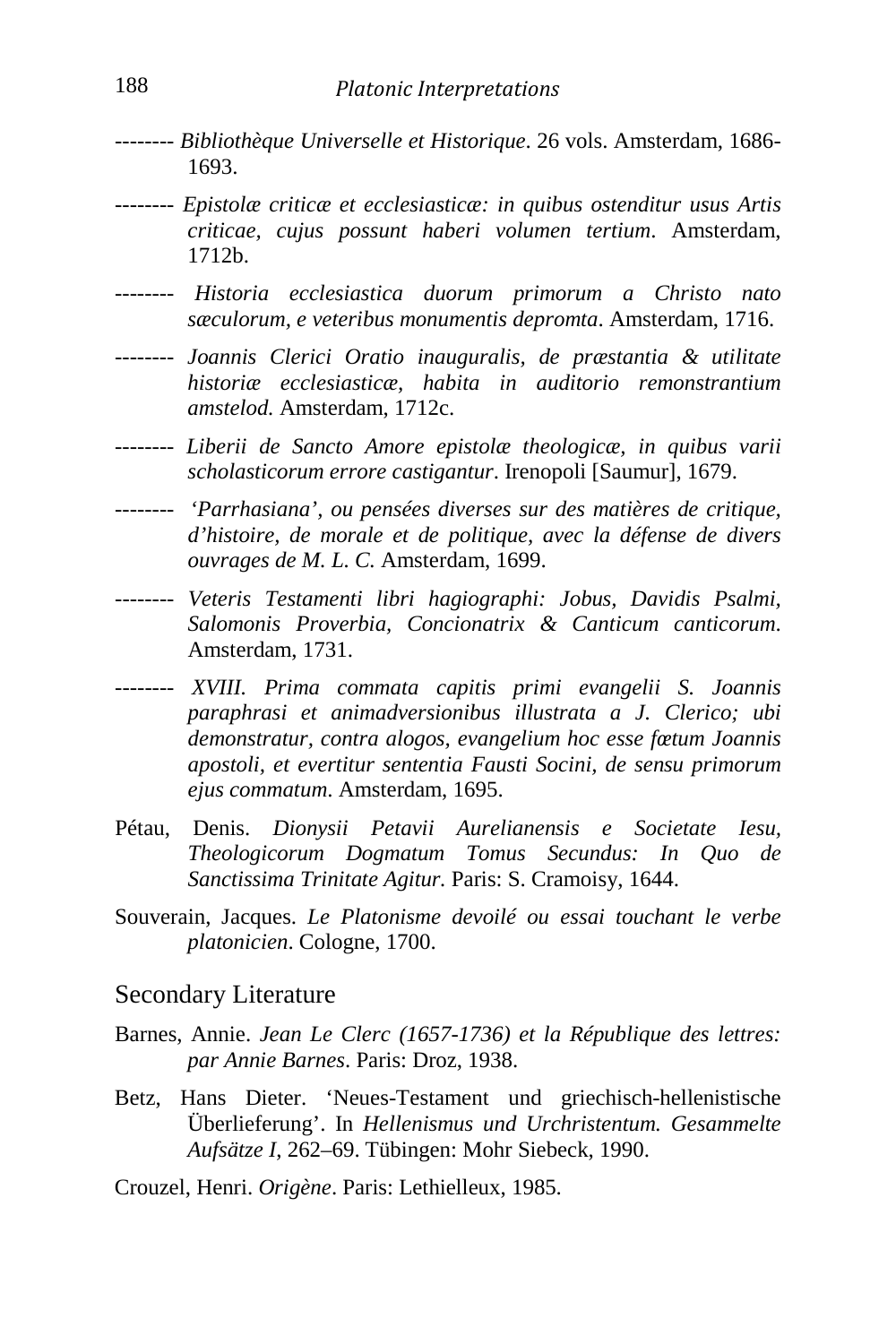-------- *Bibliothèque Universelle et Historique*. 26 vols. Amsterdam, 1686-1693.

-------- *Epistolæ criticæ et ecclesiasticæ: in quibus ostenditur usus Artis criticae, cujus possunt haberi volumen tertium*. Amsterdam, 1712b.

-------- *Historia ecclesiastica duorum primorum a Christo nato sæculorum, e veteribus monumentis depromta*. Amsterdam, 1716.

-------- *Joannis Clerici Oratio inauguralis, de præstantia & utilitate historiæ ecclesiasticæ, habita in auditorio remonstrantium amstelod.* Amsterdam, 1712c.

-------- *Liberii de Sancto Amore epistolæ theologicæ, in quibus varii scholasticorum errore castigantur*. Irenopoli [Saumur], 1679.

-------- *'Parrhasiana', ou pensées diverses sur des matières de critique, d'histoire, de morale et de politique, avec la défense de divers ouvrages de M. L. C.* Amsterdam, 1699.

-------- *Veteris Testamenti libri hagiographi: Jobus, Davidis Psalmi, Salomonis Proverbia, Concionatrix & Canticum canticorum*. Amsterdam, 1731.

-------- *XVIII. Prima commata capitis primi evangelii S. Joannis paraphrasi et animadversionibus illustrata a J. Clerico; ubi demonstratur, contra alogos, evangelium hoc esse fœtum Joannis apostoli, et evertitur sententia Fausti Socini, de sensu primorum ejus commatum*. Amsterdam, 1695.

Pétau, Denis. *Dionysii Petavii Aurelianensis e Societate Iesu, Theologicorum Dogmatum Tomus Secundus: In Quo de Sanctissima Trinitate Agitur.* Paris: S. Cramoisy, 1644.

Souverain, Jacques. *Le Platonisme devoilé ou essai touchant le verbe platonicien*. Cologne, 1700.

## Secondary Literature

Barnes, Annie. *Jean Le Clerc (1657-1736) et la République des lettres: par Annie Barnes*. Paris: Droz, 1938.

Betz, Hans Dieter. 'Neues-Testament und griechisch-hellenistische Überlieferung'. In *Hellenismus und Urchristentum. Gesammelte Aufsätze I*, 262–69. Tübingen: Mohr Siebeck, 1990.

Crouzel, Henri. *Origène*. Paris: Lethielleux, 1985.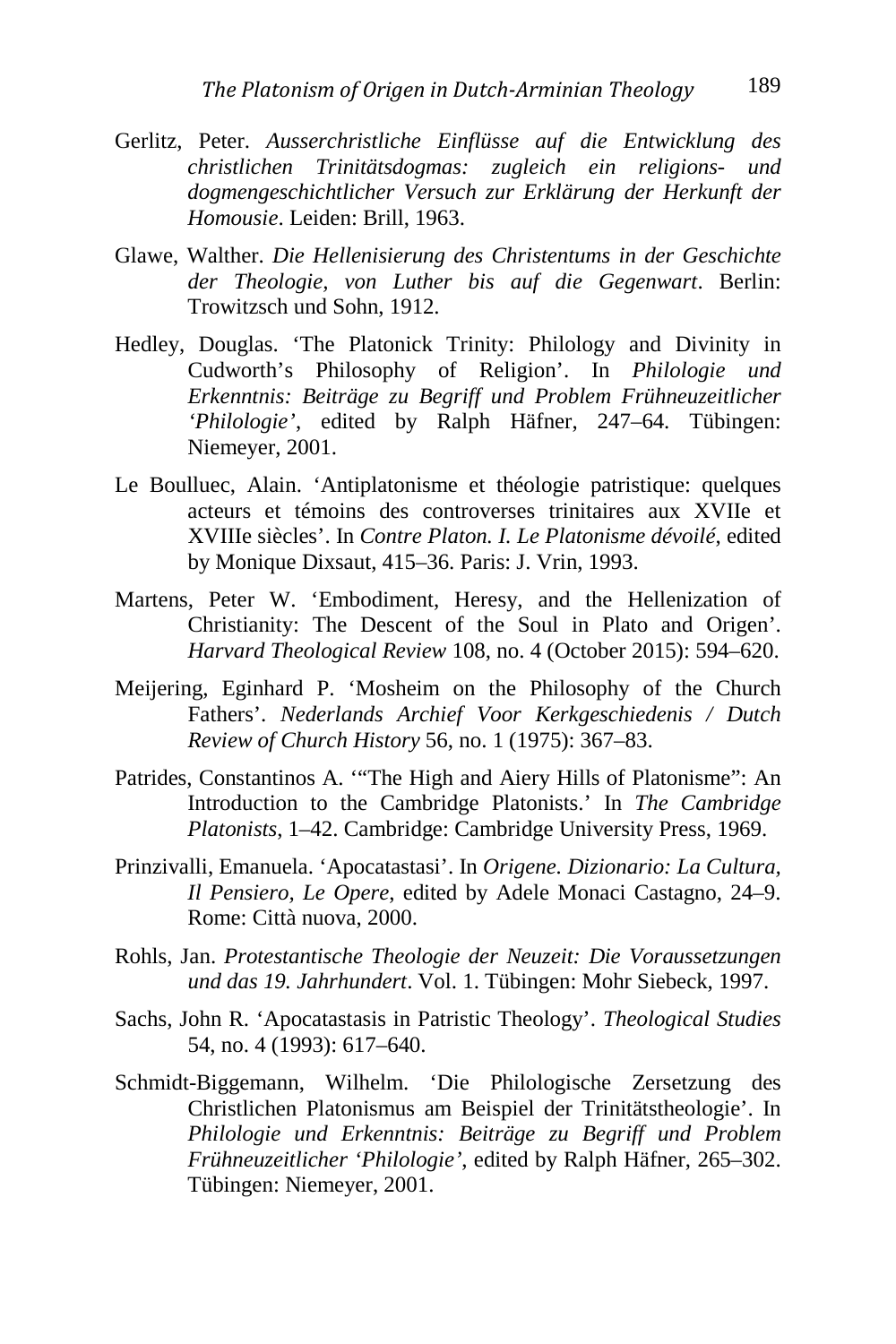Gerlitz, Peter. *Ausserchristliche Einflüsse auf die Entwicklung des christlichen Trinitätsdogmas: zugleich ein religions- und dogmengeschichtlicher Versuch zur Erklärung der Herkunft der Homousie*. Leiden: Brill, 1963.

Glawe, Walther. *Die Hellenisierung des Christentums in der Geschichte der Theologie, von Luther bis auf die Gegenwart*. Berlin: Trowitzsch und Sohn, 1912.

Hedley, Douglas. 'The Platonick Trinity: Philology and Divinity in Cudworth's Philosophy of Religion'. In *Philologie und Erkenntnis: Beiträge zu Begriff und Problem Frühneuzeitlicher 'Philologie'*, edited by Ralph Häfner, 247–64. Tübingen: Niemeyer, 2001.

Le Boulluec, Alain. 'Antiplatonisme et théologie patristique: quelques acteurs et témoins des controverses trinitaires aux XVIIe et XVIIIe siècles'. In *Contre Platon. I. Le Platonisme dévoilé*, edited by Monique Dixsaut, 415–36. Paris: J. Vrin, 1993.

Martens, Peter W. 'Embodiment, Heresy, and the Hellenization of Christianity: The Descent of the Soul in Plato and Origen'. *Harvard Theological Review* 108, no. 4 (October 2015): 594–620.

Meijering, Eginhard P. 'Mosheim on the Philosophy of the Church Fathers'. *Nederlands Archief Voor Kerkgeschiedenis / Dutch Review of Church History* 56, no. 1 (1975): 367–83.

Patrides, Constantinos A. '"The High and Aiery Hills of Platonisme": An Introduction to the Cambridge Platonists.' In *The Cambridge Platonists*, 1–42. Cambridge: Cambridge University Press, 1969.

Prinzivalli, Emanuela. 'Apocatastasi'. In *Origene. Dizionario: La Cultura, Il Pensiero, Le Opere*, edited by Adele Monaci Castagno, 24–9. Rome: Città nuova, 2000.

Rohls, Jan. *Protestantische Theologie der Neuzeit: Die Voraussetzungen und das 19. Jahrhundert*. Vol. 1. Tübingen: Mohr Siebeck, 1997.

Sachs, John R. 'Apocatastasis in Patristic Theology'. *Theological Studies* 54, no. 4 (1993): 617–640.

Schmidt-Biggemann, Wilhelm. 'Die Philologische Zersetzung des Christlichen Platonismus am Beispiel der Trinitätstheologie'. In *Philologie und Erkenntnis: Beiträge zu Begriff und Problem Frühneuzeitlicher 'Philologie'*, edited by Ralph Häfner, 265–302. Tübingen: Niemeyer, 2001.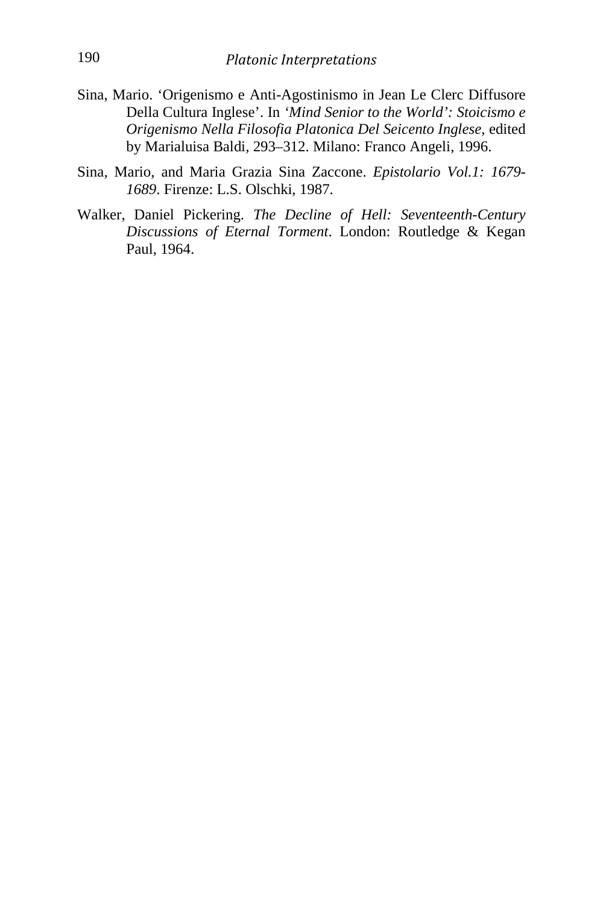Sina, Mario. 'Origenismo e Anti-Agostinismo in Jean Le Clerc Diffusore Della Cultura Inglese'. In *'Mind Senior to the World': Stoicismo e Origenismo Nella Filosofia Platonica Del Seicento Inglese*, edited by Marialuisa Baldi, 293–312. Milano: Franco Angeli, 1996.

Sina, Mario, and Maria Grazia Sina Zaccone. *Epistolario Vol.1: 1679-1689*. Firenze: L.S. Olschki, 1987.

Walker, Daniel Pickering. *The Decline of Hell: Seventeenth-Century Discussions of Eternal Torment*. London: Routledge & Kegan Paul, 1964.